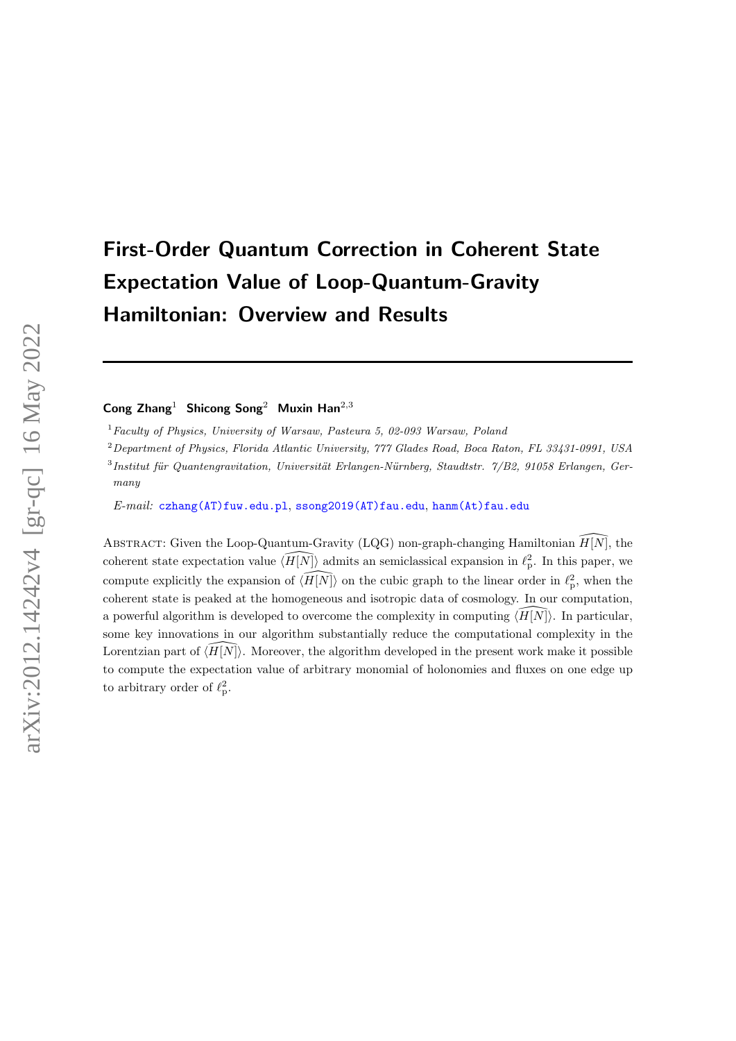# First-Order Quantum Correction in Coherent State Expectation Value of Loop-Quantum-Gravity Hamiltonian: Overview and Results

**Cong Zhang**[1] **Shicong Song**[2] **Muxin Han**[2,3]

[1] *Faculty of Physics, University of Warsaw, Pasteura 5, 02-093 Warsaw, Poland*

[2] *Department of Physics, Florida Atlantic University, 777 Glades Road, Boca Raton, FL 33431-0991, USA*

[3] *Institut für Quantengravitation, Universität Erlangen-Nürnberg, Staudtstr. 7/B2, 91058 Erlangen, Germany*

*E-mail:* czhang(AT)fuw.edu.pl, ssong2019(AT)fau.edu, hanm(At)fau.edu

Abstract: Given the Loop-Quantum-Gravity (LQG) non-graph-changing Hamiltonian $\widehat{H[N]}$, the coherent state expectation value $\langle\widehat{H[N]}\rangle$ admits an semiclassical expansion in $\ell_{\rm p}^2$. In this paper, we compute explicitly the expansion of $\langle\widehat{H[N]}\rangle$ on the cubic graph to the linear order in $\ell_{\rm p}^2$, when the coherent state is peaked at the homogeneous and isotropic data of cosmology. In our computation, a powerful algorithm is developed to overcome the complexity in computing $\langle\widehat{H[N]}\rangle$. In particular, some key innovations in our algorithm substantially reduce the computational complexity in the Lorentzian part of $\langle\widehat{H[N]}\rangle$. Moreover, the algorithm developed in the present work make it possible to compute the expectation value of arbitrary monomial of holonomies and fluxes on one edge up to arbitrary order of $\ell_{\rm p}^2$.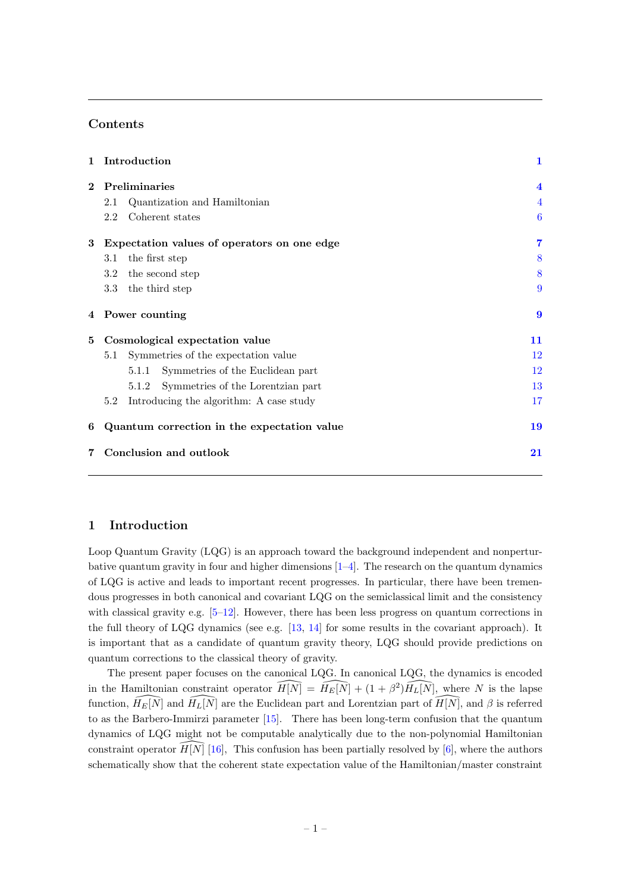## Contents

| | | |
|---|---|---|
| **1** | **Introduction** | **1** |
| **2** | **Preliminaries** | **4** |
| | 2.1 Quantization and Hamiltonian | 4 |
| | 2.2 Coherent states | 6 |
| **3** | **Expectation values of operators on one edge** | **7** |
| | 3.1 the first step | 8 |
| | 3.2 the second step | 8 |
| | 3.3 the third step | 9 |
| **4** | **Power counting** | **9** |
| **5** | **Cosmological expectation value** | **11** |
| | 5.1 Symmetries of the expectation value | 12 |
| | 5.1.1 Symmetries of the Euclidean part | 12 |
| | 5.1.2 Symmetries of the Lorentzian part | 13 |
| | 5.2 Introducing the algorithm: A case study | 17 |
| **6** | **Quantum correction in the expectation value** | **19** |
| **7** | **Conclusion and outlook** | **21** |

## 1 Introduction

Loop Quantum Gravity (LQG) is an approach toward the background independent and nonperturbative quantum gravity in four and higher dimensions [1–4]. The research on the quantum dynamics of LQG is active and leads to important recent progresses. In particular, there have been tremendous progresses in both canonical and covariant LQG on the semiclassical limit and the consistency with classical gravity e.g. [5–12]. However, there has been less progress on quantum corrections in the full theory of LQG dynamics (see e.g. [13, 14] for some results in the covariant approach). It is important that as a candidate of quantum gravity theory, LQG should provide predictions on quantum corrections to the classical theory of gravity.

The present paper focuses on the canonical LQG. In canonical LQG, the dynamics is encoded in the Hamiltonian constraint operator $\widehat{H[N]} = \widehat{H_E[N]} + (1+\beta^2)\widehat{H_L[N]}$, where $N$ is the lapse function, $\widehat{H_E[N]}$ and $\widehat{H_L[N]}$ are the Euclidean part and Lorentzian part of $\widehat{H[N]}$, and $\beta$ is referred to as the Barbero-Immirzi parameter [15]. There has been long-term confusion that the quantum dynamics of LQG might not be computable analytically due to the non-polynomial Hamiltonian constraint operator $\widehat{H[N]}$ [16], This confusion has been partially resolved by [6], where the authors schematically show that the coherent state expectation value of the Hamiltonian/master constraint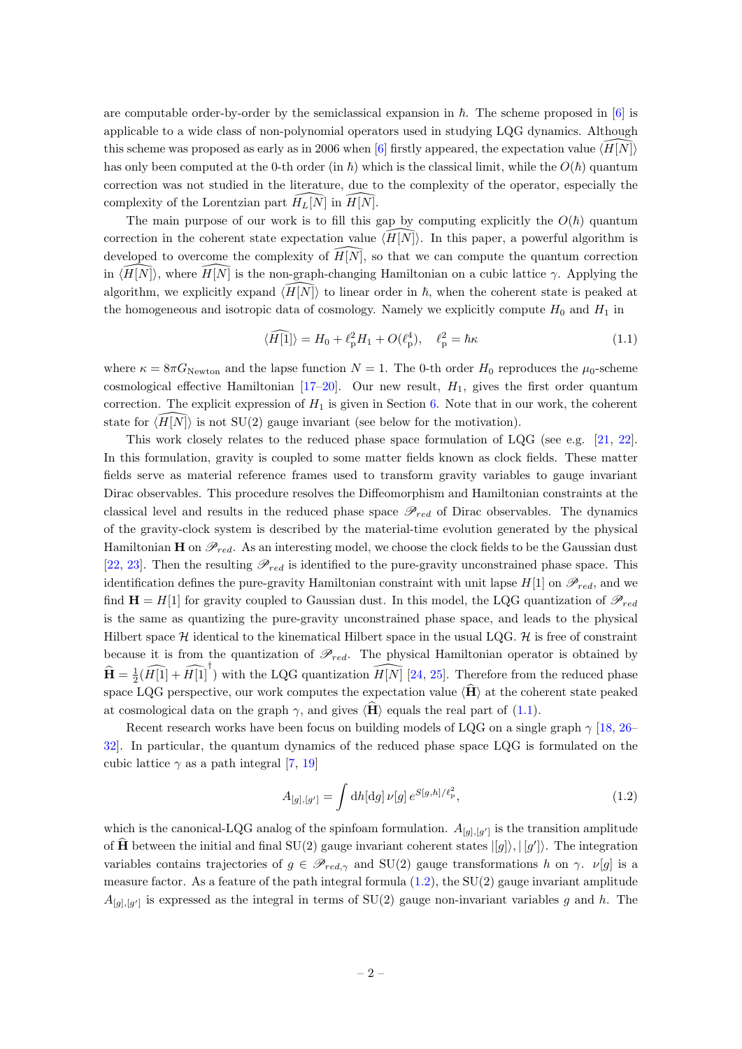are computable order-by-order by the semiclassical expansion in $\hbar$. The scheme proposed in [6] is applicable to a wide class of non-polynomial operators used in studying LQG dynamics. Although this scheme was proposed as early as in 2006 when [6] firstly appeared, the expectation value $\langle\widehat{H[N]}\rangle$ has only been computed at the 0-th order (in $\hbar$) which is the classical limit, while the $O(\hbar)$ quantum correction was not studied in the literature, due to the complexity of the operator, especially the complexity of the Lorentzian part $\widehat{H_L[N]}$ in $\widehat{H[N]}$.

The main purpose of our work is to fill this gap by computing explicitly the $O(\hbar)$ quantum correction in the coherent state expectation value $\langle\widehat{H[N]}\rangle$. In this paper, a powerful algorithm is developed to overcome the complexity of $\widehat{H[N]}$, so that we can compute the quantum correction in $\langle\widehat{H[N]}\rangle$, where $\widehat{H[N]}$ is the non-graph-changing Hamiltonian on a cubic lattice $\gamma$. Applying the algorithm, we explicitly expand $\langle\widehat{H[N]}\rangle$ to linear order in $\hbar$, when the coherent state is peaked at the homogeneous and isotropic data of cosmology. Namely we explicitly compute $H_0$ and $H_1$ in

$$\langle\widehat{H[1]}\rangle = H_0 + \ell_{\rm p}^2 H_1 + O(\ell_{\rm p}^4), \quad \ell_{\rm p}^2 = \hbar\kappa \tag{1.1}$$

where $\kappa = 8\pi G_{\rm Newton}$ and the lapse function $N = 1$. The 0-th order $H_0$ reproduces the $\mu_0$-scheme cosmological effective Hamiltonian [17–20]. Our new result, $H_1$, gives the first order quantum correction. The explicit expression of $H_1$ is given in Section 6. Note that in our work, the coherent state for $\langle\widehat{H[N]}\rangle$ is not SU(2) gauge invariant (see below for the motivation).

This work closely relates to the reduced phase space formulation of LQG (see e.g. [21, 22]. In this formulation, gravity is coupled to some matter fields known as clock fields. These matter fields serve as material reference frames used to transform gravity variables to gauge invariant Dirac observables. This procedure resolves the Diffeomorphism and Hamiltonian constraints at the classical level and results in the reduced phase space $\mathscr{P}_{red}$ of Dirac observables. The dynamics of the gravity-clock system is described by the material-time evolution generated by the physical Hamiltonian $\mathbf{H}$ on $\mathscr{P}_{red}$. As an interesting model, we choose the clock fields to be the Gaussian dust [22, 23]. Then the resulting $\mathscr{P}_{red}$ is identified to the pure-gravity unconstrained phase space. This identification defines the pure-gravity Hamiltonian constraint with unit lapse $H[1]$ on $\mathscr{P}_{red}$, and we find $\mathbf{H} = H[1]$ for gravity coupled to Gaussian dust. In this model, the LQG quantization of $\mathscr{P}_{red}$ is the same as quantizing the pure-gravity unconstrained phase space, and leads to the physical Hilbert space $\mathcal{H}$ identical to the kinematical Hilbert space in the usual LQG. $\mathcal{H}$ is free of constraint because it is from the quantization of $\mathscr{P}_{red}$. The physical Hamiltonian operator is obtained by $\widehat{\mathbf{H}} = \frac{1}{2}(\widehat{H[1]} + \widehat{H[1]}^\dagger)$ with the LQG quantization $\widehat{H[N]}$ [24, 25]. Therefore from the reduced phase space LQG perspective, our work computes the expectation value $\langle\widehat{\mathbf{H}}\rangle$ at the coherent state peaked at cosmological data on the graph $\gamma$, and gives $\langle\widehat{\mathbf{H}}\rangle$ equals the real part of (1.1).

Recent research works have been focus on building models of LQG on a single graph $\gamma$ [18, 26–32]. In particular, the quantum dynamics of the reduced phase space LQG is formulated on the cubic lattice $\gamma$ as a path integral [7, 19]

$$A_{[g],[g']} = \int \mathrm{d}h[\mathrm{d}g]\, \nu[g]\, e^{S[g,h]/\ell_{\rm p}^2}, \tag{1.2}$$

which is the canonical-LQG analog of the spinfoam formulation. $A_{[g],[g']}$ is the transition amplitude of $\widehat{\mathbf{H}}$ between the initial and final SU(2) gauge invariant coherent states $|[g]\rangle, |[g']\rangle$. The integration variables contains trajectories of $g \in \mathscr{P}_{red,\gamma}$ and SU(2) gauge transformations $h$ on $\gamma$. $\nu[g]$ is a measure factor. As a feature of the path integral formula (1.2), the SU(2) gauge invariant amplitude $A_{[g],[g']}$ is expressed as the integral in terms of SU(2) gauge non-invariant variables $g$ and $h$. The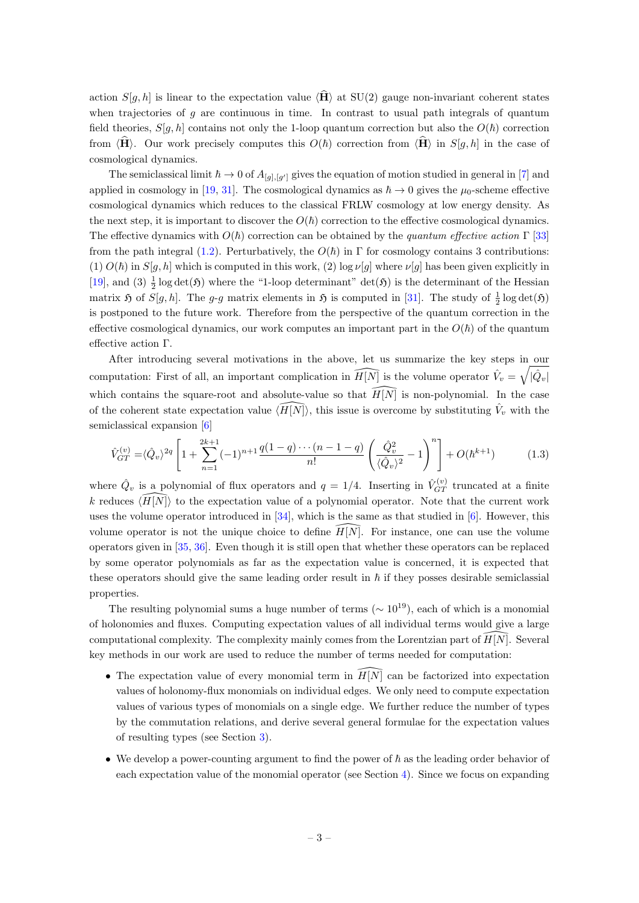action $S[g,h]$ is linear to the expectation value $\langle \widehat{\mathbf{H}} \rangle$ at SU(2) gauge non-invariant coherent states when trajectories of $g$ are continuous in time. In contrast to usual path integrals of quantum field theories, $S[g,h]$ contains not only the 1-loop quantum correction but also the $O(\hbar)$ correction from $\langle \widehat{\mathbf{H}} \rangle$. Our work precisely computes this $O(\hbar)$ correction from $\langle \widehat{\mathbf{H}} \rangle$ in $S[g,h]$ in the case of cosmological dynamics.

The semiclassical limit $\hbar \to 0$ of $A_{[g],[g']}$ gives the equation of motion studied in general in [7] and applied in cosmology in [19, 31]. The cosmological dynamics as $\hbar \to 0$ gives the $\mu_0$-scheme effective cosmological dynamics which reduces to the classical FRLW cosmology at low energy density. As the next step, it is important to discover the $O(\hbar)$ correction to the effective cosmological dynamics. The effective dynamics with $O(\hbar)$ correction can be obtained by the *quantum effective action* $\Gamma$ [33] from the path integral (1.2). Perturbatively, the $O(\hbar)$ in $\Gamma$ for cosmology contains 3 contributions: (1) $O(\hbar)$ in $S[g,h]$ which is computed in this work, (2) $\log \nu[g]$ where $\nu[g]$ has been given explicitly in [19], and (3) $\frac{1}{2}\log\det(\mathfrak{H})$ where the "1-loop determinant" $\det(\mathfrak{H})$ is the determinant of the Hessian matrix $\mathfrak{H}$ of $S[g,h]$. The $g$-$g$ matrix elements in $\mathfrak{H}$ is computed in [31]. The study of $\frac{1}{2}\log\det(\mathfrak{H})$ is postponed to the future work. Therefore from the perspective of the quantum correction in the effective cosmological dynamics, our work computes an important part in the $O(\hbar)$ of the quantum effective action $\Gamma$.

After introducing several motivations in the above, let us summarize the key steps in our computation: First of all, an important complication in $\widehat{H[N]}$ is the volume operator $\hat{V}_v = \sqrt{|\hat{Q}_v|}$ which contains the square-root and absolute-value so that $\widehat{H[N]}$ is non-polynomial. In the case of the coherent state expectation value $\langle \widehat{H[N]} \rangle$, this issue is overcome by substituting $\hat{V}_v$ with the semiclassical expansion [6]

$$\hat{V}_{GT}^{(v)} = \langle \hat{Q}_v \rangle^{2q} \left[ 1 + \sum_{n=1}^{2k+1} (-1)^{n+1} \frac{q(1-q)\cdots(n-1-q)}{n!} \left( \frac{\hat{Q}_v^2}{\langle \hat{Q}_v \rangle^2} - 1 \right)^n \right] + O(\hbar^{k+1}) \tag{1.3}$$

where $\hat{Q}_v$ is a polynomial of flux operators and $q = 1/4$. Inserting in $\hat{V}_{GT}^{(v)}$ truncated at a finite $k$ reduces $\langle \widehat{H[N]} \rangle$ to the expectation value of a polynomial operator. Note that the current work uses the volume operator introduced in [34], which is the same as that studied in [6]. However, this volume operator is not the unique choice to define $\widehat{H[N]}$. For instance, one can use the volume operators given in [35, 36]. Even though it is still open that whether these operators can be replaced by some operator polynomials as far as the expectation value is concerned, it is expected that these operators should give the same leading order result in $\hbar$ if they posses desirable semiclassial properties.

The resulting polynomial sums a huge number of terms ($\sim 10^{19}$), each of which is a monomial of holonomies and fluxes. Computing expectation values of all individual terms would give a large computational complexity. The complexity mainly comes from the Lorentzian part of $\widehat{H[N]}$. Several key methods in our work are used to reduce the number of terms needed for computation:

- The expectation value of every monomial term in $\widehat{H[N]}$ can be factorized into expectation values of holonomy-flux monomials on individual edges. We only need to compute expectation values of various types of monomials on a single edge. We further reduce the number of types by the commutation relations, and derive several general formulae for the expectation values of resulting types (see Section 3).
- We develop a power-counting argument to find the power of $\hbar$ as the leading order behavior of each expectation value of the monomial operator (see Section 4). Since we focus on expanding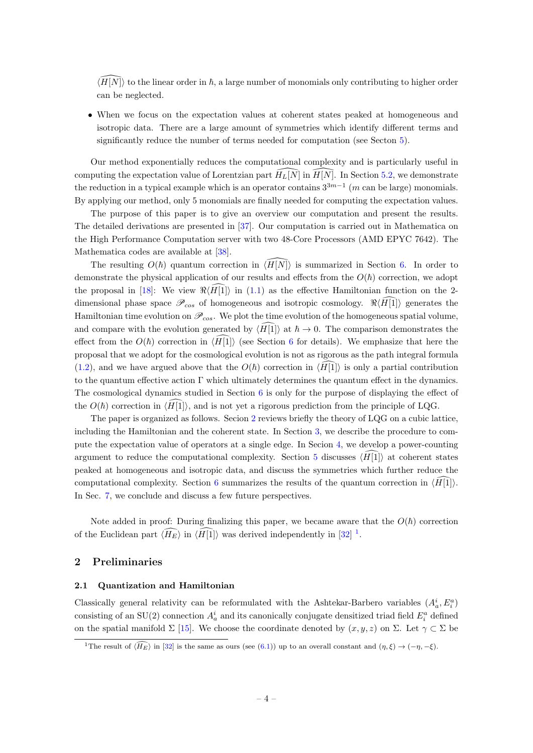$\langle\widehat{H[N]}\rangle$ to the linear order in $\hbar$, a large number of monomials only contributing to higher order can be neglected.

- When we focus on the expectation values at coherent states peaked at homogeneous and isotropic data. There are a large amount of symmetries which identify different terms and significantly reduce the number of terms needed for computation (see Secton 5).

Our method exponentially reduces the computational complexity and is particularly useful in computing the expectation value of Lorentzian part $\widehat{H_L}[N]$ in $\widehat{H[N]}$. In Section 5.2, we demonstrate the reduction in a typical example which is an operator contains $3^{3m-1}$ ($m$ can be large) monomials. By applying our method, only 5 monomials are finally needed for computing the expectation values.

The purpose of this paper is to give an overview our computation and present the results. The detailed derivations are presented in [37]. Our computation is carried out in Mathematica on the High Performance Computation server with two 48-Core Processors (AMD EPYC 7642). The Mathematica codes are available at [38].

The resulting $O(\hbar)$ quantum correction in $\langle\widehat{H[N]}\rangle$ is summarized in Section 6. In order to demonstrate the physical application of our results and effects from the $O(\hbar)$ correction, we adopt the proposal in [18]: We view $\Re\langle\widehat{H[1]}\rangle$ in (1.1) as the effective Hamiltonian function on the 2-dimensional phase space $\mathscr{P}_{cos}$ of homogeneous and isotropic cosmology. $\Re\langle\widehat{H[1]}\rangle$ generates the Hamiltonian time evolution on $\mathscr{P}_{cos}$. We plot the time evolution of the homogeneous spatial volume, and compare with the evolution generated by $\langle\widehat{H[1]}\rangle$ at $\hbar\to 0$. The comparison demonstrates the effect from the $O(\hbar)$ correction in $\langle\widehat{H[1]}\rangle$ (see Section 6 for details). We emphasize that here the proposal that we adopt for the cosmological evolution is not as rigorous as the path integral formula (1.2), and we have argued above that the $O(\hbar)$ correction in $\langle\widehat{H[1]}\rangle$ is only a partial contribution to the quantum effective action $\Gamma$ which ultimately determines the quantum effect in the dynamics. The cosmological dynamics studied in Section 6 is only for the purpose of displaying the effect of the $O(\hbar)$ correction in $\langle\widehat{H[1]}\rangle$, and is not yet a rigorous prediction from the principle of LQG.

The paper is organized as follows. Secion 2 reviews briefly the theory of LQG on a cubic lattice, including the Hamiltonian and the coherent state. In Section 3, we describe the procedure to compute the expectation value of operators at a single edge. In Secion 4, we develop a power-counting argument to reduce the computational complexity. Section 5 discusses $\langle\widehat{H[1]}\rangle$ at coherent states peaked at homogeneous and isotropic data, and discuss the symmetries which further reduce the computational complexity. Section 6 summarizes the results of the quantum correction in $\langle\widehat{H[1]}\rangle$. In Sec. 7, we conclude and discuss a few future perspectives.

Note added in proof: During finalizing this paper, we became aware that the $O(\hbar)$ correction of the Euclidean part $\langle\widehat{H_E}\rangle$ in $\langle\widehat{H[1]}\rangle$ was derived independently in [32] [1].

## 2 Preliminaries

### 2.1 Quantization and Hamiltonian

Classically general relativity can be reformulated with the Ashtekar-Barbero variables $(A_a^i, E_i^a)$ consisting of an SU(2) connection $A_a^i$ and its canonically conjugate densitized triad field $E_i^a$ defined on the spatial manifold $\Sigma$ [15]. We choose the coordinate denoted by $(x, y, z)$ on $\Sigma$. Let $\gamma\subset\Sigma$ be

[1] The result of $\langle\widehat{H_E}\rangle$ in [32] is the same as ours (see (6.1)) up to an overall constant and $(\eta,\xi)\to(-\eta,-\xi)$.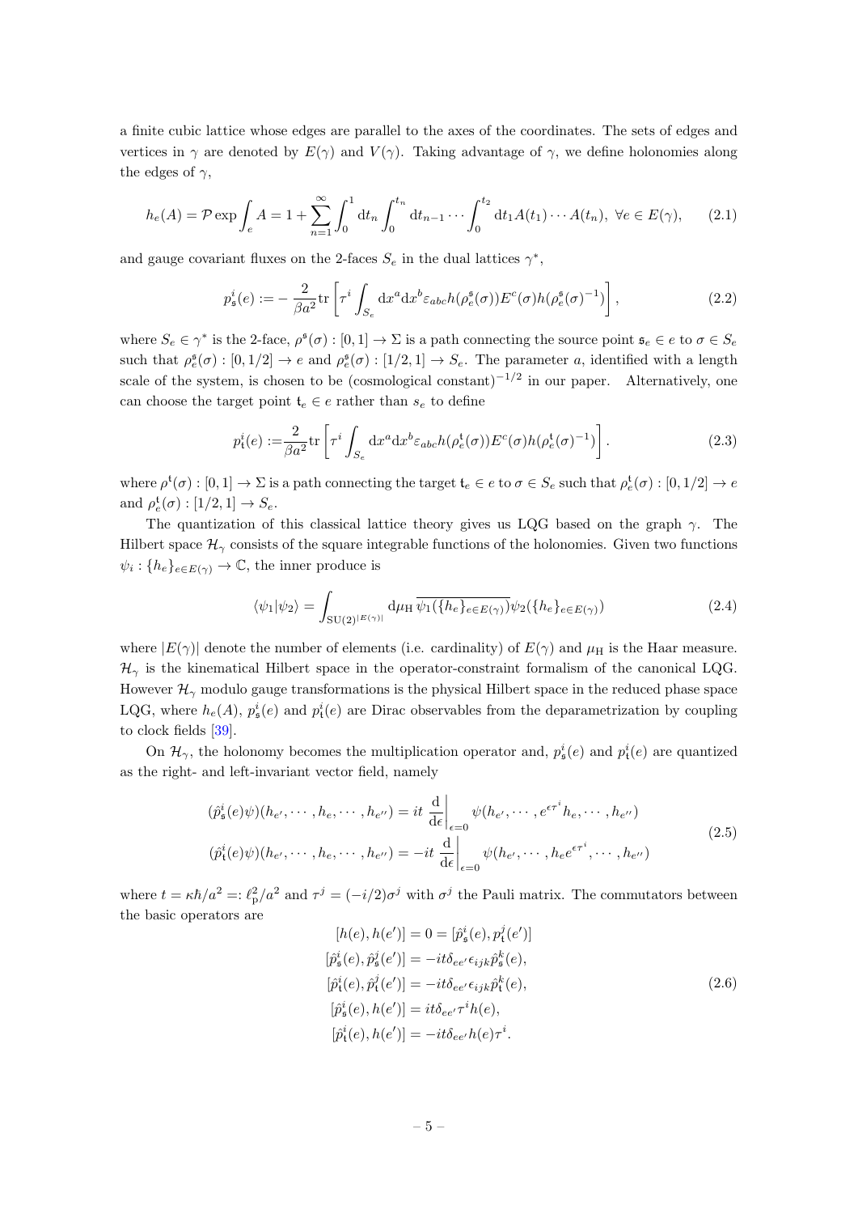a finite cubic lattice whose edges are parallel to the axes of the coordinates. The sets of edges and vertices in $\gamma$ are denoted by $E(\gamma)$ and $V(\gamma)$. Taking advantage of $\gamma$, we define holonomies along the edges of $\gamma$,

$$
h_e(A) = \mathcal{P}\exp\int_e A = 1 + \sum_{n=1}^{\infty}\int_0^1 \mathrm{d}t_n \int_0^{t_n}\mathrm{d}t_{n-1}\cdots\int_0^{t_2}\mathrm{d}t_1 A(t_1)\cdots A(t_n),\ \forall e\in E(\gamma), \tag{2.1}
$$

and gauge covariant fluxes on the 2-faces $S_e$ in the dual lattices $\gamma^*$,

$$
p^i_{\mathfrak{s}}(e) := -\frac{2}{\beta a^2}\mathrm{tr}\left[\tau^i\int_{S_e}\mathrm{d}x^a\mathrm{d}x^b\varepsilon_{abc}h(\rho^{\mathfrak{s}}_e(\sigma))E^c(\sigma)h(\rho^{\mathfrak{s}}_e(\sigma)^{-1})\right], \tag{2.2}
$$

where $S_e\in\gamma^*$ is the 2-face, $\rho^{\mathfrak{s}}(\sigma):[0,1]\to\Sigma$ is a path connecting the source point $\mathfrak{s}_e\in e$ to $\sigma\in S_e$ such that $\rho^{\mathfrak{s}}_e(\sigma):[0,1/2]\to e$ and $\rho^{\mathfrak{s}}_e(\sigma):[1/2,1]\to S_e$. The parameter $a$, identified with a length scale of the system, is chosen to be (cosmological constant)$^{-1/2}$ in our paper. Alternatively, one can choose the target point $\mathfrak{t}_e\in e$ rather than $s_e$ to define

$$
p^i_{\mathfrak{t}}(e) := \frac{2}{\beta a^2}\mathrm{tr}\left[\tau^i\int_{S_e}\mathrm{d}x^a\mathrm{d}x^b\varepsilon_{abc}h(\rho^{\mathfrak{t}}_e(\sigma))E^c(\sigma)h(\rho^{\mathfrak{t}}_e(\sigma)^{-1})\right]. \tag{2.3}
$$

where $\rho^{\mathfrak{t}}(\sigma):[0,1]\to\Sigma$ is a path connecting the target $\mathfrak{t}_e\in e$ to $\sigma\in S_e$ such that $\rho^{\mathfrak{t}}_e(\sigma):[0,1/2]\to e$ and $\rho^{\mathfrak{t}}_e(\sigma):[1/2,1]\to S_e$.

The quantization of this classical lattice theory gives us LQG based on the graph $\gamma$. The Hilbert space $\mathcal{H}_\gamma$ consists of the square integrable functions of the holonomies. Given two functions $\psi_i:\{h_e\}_{e\in E(\gamma)}\to\mathbb{C}$, the inner produce is

$$
\langle\psi_1|\psi_2\rangle = \int_{\mathrm{SU}(2)^{|E(\gamma)|}}\mathrm{d}\mu_{\mathrm{H}}\,\overline{\psi_1(\{h_e\}_{e\in E(\gamma)})}\psi_2(\{h_e\}_{e\in E(\gamma)}) \tag{2.4}
$$

where $|E(\gamma)|$ denote the number of elements (i.e. cardinality) of $E(\gamma)$ and $\mu_{\mathrm{H}}$ is the Haar measure. $\mathcal{H}_\gamma$ is the kinematical Hilbert space in the operator-constraint formalism of the canonical LQG. However $\mathcal{H}_\gamma$ modulo gauge transformations is the physical Hilbert space in the reduced phase space LQG, where $h_e(A)$, $p^i_{\mathfrak{s}}(e)$ and $p^i_{\mathfrak{t}}(e)$ are Dirac observables from the deparametrization by coupling to clock fields [39].

On $\mathcal{H}_\gamma$, the holonomy becomes the multiplication operator and, $p^i_{\mathfrak{s}}(e)$ and $p^i_{\mathfrak{t}}(e)$ are quantized as the right- and left-invariant vector field, namely

$$
\begin{aligned}
(\hat{p}^i_{\mathfrak{s}}(e)\psi)(h_{e'},\cdots,h_e,\cdots,h_{e''}) &= it\left.\frac{\mathrm{d}}{\mathrm{d}\epsilon}\right|_{\epsilon=0}\psi(h_{e'},\cdots,e^{\epsilon\tau^i}h_e,\cdots,h_{e''})\\
(\hat{p}^i_{\mathfrak{t}}(e)\psi)(h_{e'},\cdots,h_e,\cdots,h_{e''}) &= -it\left.\frac{\mathrm{d}}{\mathrm{d}\epsilon}\right|_{\epsilon=0}\psi(h_{e'},\cdots,h_e e^{\epsilon\tau^i},\cdots,h_{e''})
\end{aligned} \tag{2.5}
$$

where $t=\kappa\hbar/a^2=:\ell_{\mathrm{p}}^2/a^2$ and $\tau^j=(-i/2)\sigma^j$ with $\sigma^j$ the Pauli matrix. The commutators between the basic operators are

$$
\begin{aligned}
[h(e),h(e')] &= 0 = [\hat{p}^i_{\mathfrak{s}}(e),p^j_{\mathfrak{t}}(e')]\\
[\hat{p}^i_{\mathfrak{s}}(e),\hat{p}^j_{\mathfrak{s}}(e')] &= -it\delta_{ee'}\epsilon_{ijk}\hat{p}^k_{\mathfrak{s}}(e),\\
[\hat{p}^i_{\mathfrak{t}}(e),\hat{p}^j_{\mathfrak{t}}(e')] &= -it\delta_{ee'}\epsilon_{ijk}\hat{p}^k_{\mathfrak{t}}(e),\\
[\hat{p}^i_{\mathfrak{s}}(e),h(e')] &= it\delta_{ee'}\tau^i h(e),\\
[\hat{p}^i_{\mathfrak{t}}(e),h(e')] &= -it\delta_{ee'}h(e)\tau^i.
\end{aligned} \tag{2.6}
$$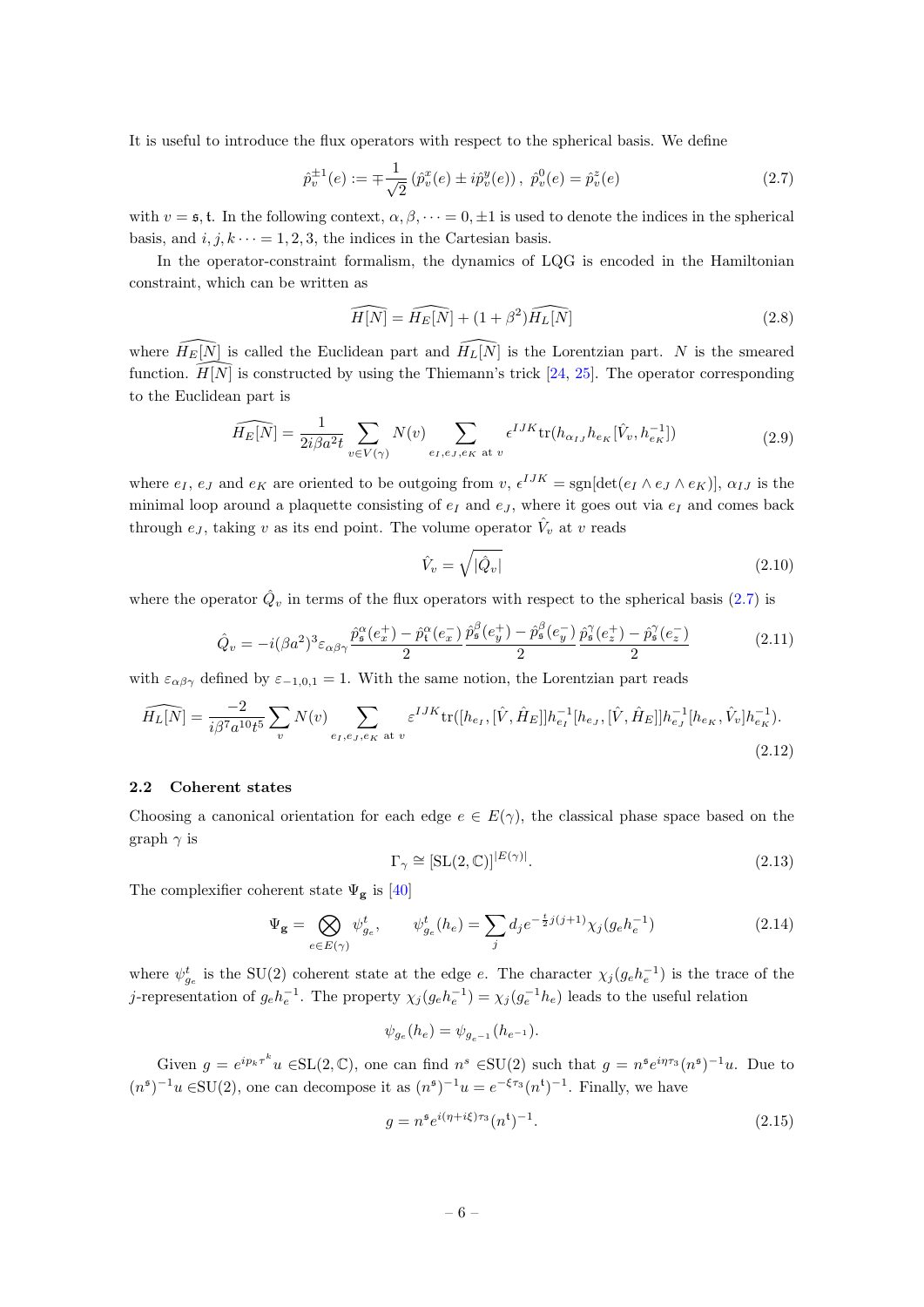It is useful to introduce the flux operators with respect to the spherical basis. We define

$$\hat{p}_v^{\pm 1}(e) := \mp \frac{1}{\sqrt{2}} \left( \hat{p}_v^x(e) \pm i \hat{p}_v^y(e) \right), \; \hat{p}_v^0(e) = \hat{p}_v^z(e) \tag{2.7}$$

with $v = \mathfrak{s}, \mathfrak{t}$. In the following context, $\alpha, \beta, \cdots = 0, \pm 1$ is used to denote the indices in the spherical basis, and $i, j, k \cdots = 1, 2, 3$, the indices in the Cartesian basis.

In the operator-constraint formalism, the dynamics of LQG is encoded in the Hamiltonian constraint, which can be written as

$$\widehat{H[N]} = \widehat{H_E[N]} + (1 + \beta^2) \widehat{H_L[N]} \tag{2.8}$$

where $\widehat{H_E[N]}$ is called the Euclidean part and $\widehat{H_L[N]}$ is the Lorentzian part. $N$ is the smeared function. $\widehat{H[N]}$ is constructed by using the Thiemann's trick [24, 25]. The operator corresponding to the Euclidean part is

$$\widehat{H_E[N]} = \frac{1}{2i\beta a^2 t} \sum_{v \in V(\gamma)} N(v) \sum_{e_I, e_J, e_K \text{ at } v} \epsilon^{IJK} \mathrm{tr}(h_{\alpha_{IJ}} h_{e_K} [\hat{V}_v, h_{e_K}^{-1}]) \tag{2.9}$$

where $e_I$, $e_J$ and $e_K$ are oriented to be outgoing from $v$, $\epsilon^{IJK} = \mathrm{sgn}[\det(e_I \wedge e_J \wedge e_K)]$, $\alpha_{IJ}$ is the minimal loop around a plaquette consisting of $e_I$ and $e_J$, where it goes out via $e_I$ and comes back through $e_J$, taking $v$ as its end point. The volume operator $\hat{V}_v$ at $v$ reads

$$\hat{V}_v = \sqrt{|\hat{Q}_v|} \tag{2.10}$$

where the operator $\hat{Q}_v$ in terms of the flux operators with respect to the spherical basis (2.7) is

$$\hat{Q}_v = -i(\beta a^2)^3 \varepsilon_{\alpha\beta\gamma} \frac{\hat{p}_{\mathfrak{s}}^{\alpha}(e_x^+) - \hat{p}_{\mathfrak{t}}^{\alpha}(e_x^-)}{2} \frac{\hat{p}_{\mathfrak{s}}^{\beta}(e_y^+) - \hat{p}_{\mathfrak{s}}^{\beta}(e_y^-)}{2} \frac{\hat{p}_{\mathfrak{s}}^{\gamma}(e_z^+) - \hat{p}_{\mathfrak{s}}^{\gamma}(e_z^-)}{2} \tag{2.11}$$

with $\varepsilon_{\alpha\beta\gamma}$ defined by $\varepsilon_{-1,0,1} = 1$. With the same notion, the Lorentzian part reads

$$\widehat{H_L[N]} = \frac{-2}{i\beta^7 a^{10} t^5} \sum_v N(v) \sum_{e_I, e_J, e_K \text{ at } v} \varepsilon^{IJK} \mathrm{tr}([h_{e_I}, [\hat{V}, \hat{H}_E]] h_{e_I}^{-1} [h_{e_J}, [\hat{V}, \hat{H}_E]] h_{e_J}^{-1} [h_{e_K}, \hat{V}_v] h_{e_K}^{-1}). \tag{2.12}$$

### 2.2 Coherent states

Choosing a canonical orientation for each edge $e \in E(\gamma)$, the classical phase space based on the graph $\gamma$ is

$$\Gamma_\gamma \cong [\mathrm{SL}(2, \mathbb{C})]^{|E(\gamma)|}. \tag{2.13}$$

The complexifier coherent state $\Psi_{\mathbf{g}}$ is [40]

$$\Psi_{\mathbf{g}} = \bigotimes_{e \in E(\gamma)} \psi_{g_e}^t, \qquad \psi_{g_e}^t(h_e) = \sum_j d_j e^{-\frac{t}{2} j(j+1)} \chi_j(g_e h_e^{-1}) \tag{2.14}$$

where $\psi_{g_e}^t$ is the SU(2) coherent state at the edge $e$. The character $\chi_j(g_e h_e^{-1})$ is the trace of the $j$-representation of $g_e h_e^{-1}$. The property $\chi_j(g_e h_e^{-1}) = \chi_j(g_e^{-1} h_e)$ leads to the useful relation

$$\psi_{g_e}(h_e) = \psi_{g_{e^{-1}}}(h_{e^{-1}}).$$

Given $g = e^{ip_k \tau^k} u \in \mathrm{SL}(2, \mathbb{C})$, one can find $n^s \in \mathrm{SU}(2)$ such that $g = n^{\mathfrak{s}} e^{i\eta\tau_3} (n^{\mathfrak{s}})^{-1} u$. Due to $(n^{\mathfrak{s}})^{-1} u \in \mathrm{SU}(2)$, one can decompose it as $(n^{\mathfrak{s}})^{-1} u = e^{-\xi\tau_3} (n^{\mathfrak{t}})^{-1}$. Finally, we have

$$g = n^{\mathfrak{s}} e^{i(\eta + i\xi)\tau_3} (n^{\mathfrak{t}})^{-1}. \tag{2.15}$$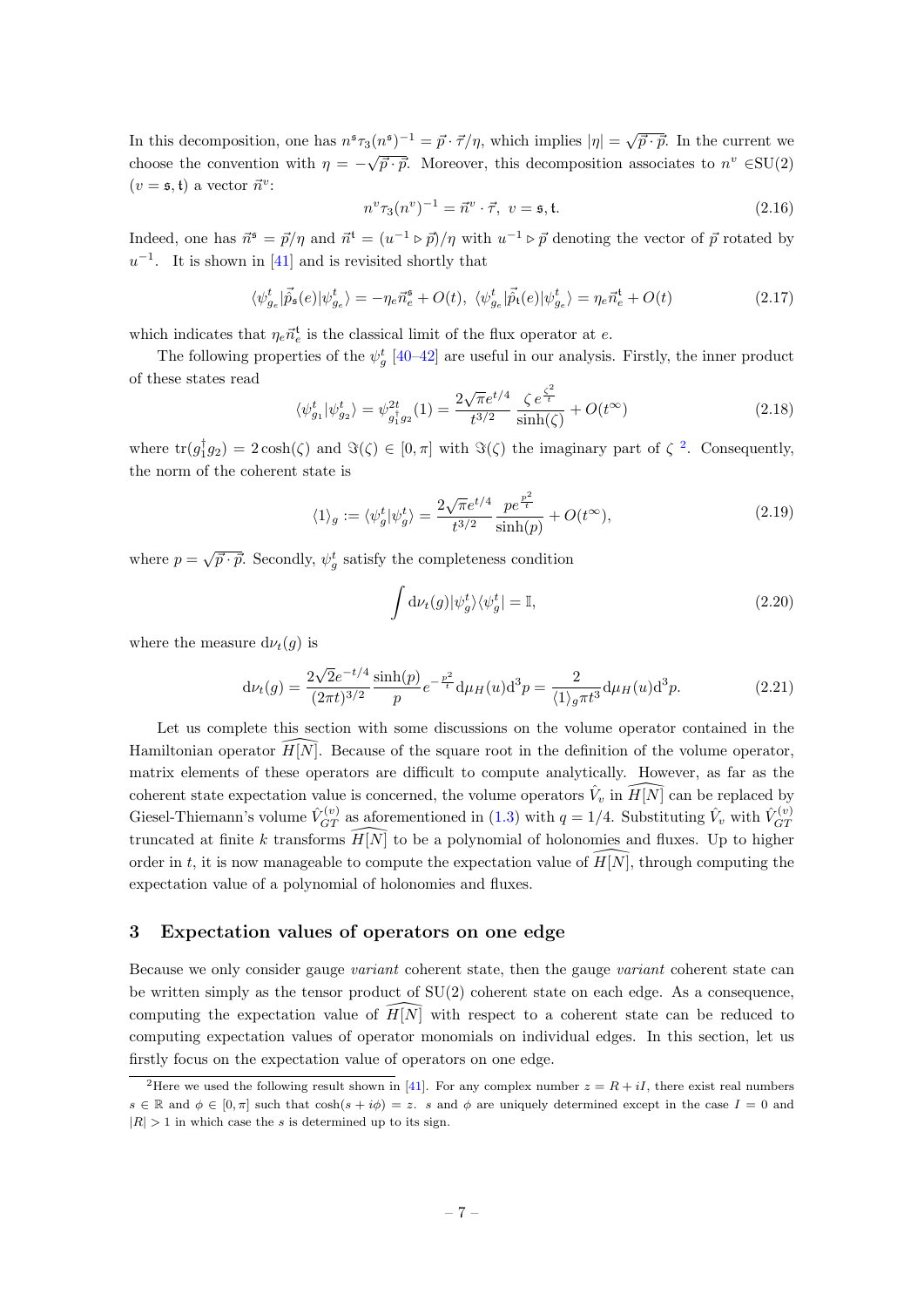In this decomposition, one has $n^{\mathfrak{s}}\tau_3(n^{\mathfrak{s}})^{-1} = \vec{p}\cdot\vec{\tau}/\eta$, which implies $|\eta| = \sqrt{\vec{p}\cdot\vec{p}}$. In the current we choose the convention with $\eta = -\sqrt{\vec{p}\cdot\vec{p}}$. Moreover, this decomposition associates to $n^v \in$SU(2) ($v = \mathfrak{s}, \mathfrak{t}$) a vector $\vec{n}^v$:

$$n^v\tau_3(n^v)^{-1} = \vec{n}^v\cdot\vec{\tau},\ v = \mathfrak{s}, \mathfrak{t}. \tag{2.16}$$

Indeed, one has $\vec{n}^{\mathfrak{s}} = \vec{p}/\eta$ and $\vec{n}^{\mathfrak{t}} = (u^{-1}\triangleright\vec{p})/\eta$ with $u^{-1}\triangleright\vec{p}$ denoting the vector of $\vec{p}$ rotated by $u^{-1}$. It is shown in [41] and is revisited shortly that

$$\langle\psi^t_{g_e}|\vec{\hat{p}}_{\mathfrak{s}}(e)|\psi^t_{g_e}\rangle = -\eta_e\vec{n}^{\mathfrak{s}}_e + O(t),\ \langle\psi^t_{g_e}|\vec{\hat{p}}_{\mathfrak{t}}(e)|\psi^t_{g_e}\rangle = \eta_e\vec{n}^{\mathfrak{t}}_e + O(t) \tag{2.17}$$

which indicates that $\eta_e\vec{n}^{\mathfrak{t}}_e$ is the classical limit of the flux operator at $e$.

The following properties of the $\psi^t_g$ [40–42] are useful in our analysis. Firstly, the inner product of these states read

$$\langle\psi^t_{g_1}|\psi^t_{g_2}\rangle = \psi^{2t}_{g_1^\dagger g_2}(1) = \frac{2\sqrt{\pi}e^{t/4}}{t^{3/2}}\frac{\zeta\, e^{\frac{\zeta^2}{t}}}{\sinh(\zeta)} + O(t^\infty) \tag{2.18}$$

where $\mathrm{tr}(g_1^\dagger g_2) = 2\cosh(\zeta)$ and $\Im(\zeta)\in[0,\pi]$ with $\Im(\zeta)$ the imaginary part of $\zeta$ [2]. Consequently, the norm of the coherent state is

$$\langle 1\rangle_g := \langle\psi^t_g|\psi^t_g\rangle = \frac{2\sqrt{\pi}e^{t/4}}{t^{3/2}}\frac{p\, e^{\frac{p^2}{t}}}{\sinh(p)} + O(t^\infty), \tag{2.19}$$

where $p = \sqrt{\vec{p}\cdot\vec{p}}$. Secondly, $\psi^t_g$ satisfy the completeness condition

$$\int \mathrm{d}\nu_t(g)|\psi^t_g\rangle\langle\psi^t_g| = \mathbb{I}, \tag{2.20}$$

where the measure $\mathrm{d}\nu_t(g)$ is

$$\mathrm{d}\nu_t(g) = \frac{2\sqrt{2}e^{-t/4}}{(2\pi t)^{3/2}}\frac{\sinh(p)}{p}e^{-\frac{p^2}{t}}\mathrm{d}\mu_H(u)\mathrm{d}^3p = \frac{2}{\langle 1\rangle_g\pi t^3}\mathrm{d}\mu_H(u)\mathrm{d}^3p. \tag{2.21}$$

Let us complete this section with some discussions on the volume operator contained in the Hamiltonian operator $\widehat{H[N]}$. Because of the square root in the definition of the volume operator, matrix elements of these operators are difficult to compute analytically. However, as far as the coherent state expectation value is concerned, the volume operators $\hat{V}_v$ in $\widehat{H[N]}$ can be replaced by Giesel-Thiemann's volume $\hat{V}^{(v)}_{GT}$ as aforementioned in (1.3) with $q = 1/4$. Substituting $\hat{V}_v$ with $\hat{V}^{(v)}_{GT}$ truncated at finite $k$ transforms $\widehat{H[N]}$ to be a polynomial of holonomies and fluxes. Up to higher order in $t$, it is now manageable to compute the expectation value of $\widehat{H[N]}$, through computing the expectation value of a polynomial of holonomies and fluxes.

## 3 Expectation values of operators on one edge

Because we only consider gauge *variant* coherent state, then the gauge *variant* coherent state can be written simply as the tensor product of SU(2) coherent state on each edge. As a consequence, computing the expectation value of $\widehat{H[N]}$ with respect to a coherent state can be reduced to computing expectation values of operator monomials on individual edges. In this section, let us firstly focus on the expectation value of operators on one edge.

[2] Here we used the following result shown in [41]. For any complex number $z = R + iI$, there exist real numbers $s\in\mathbb{R}$ and $\phi\in[0,\pi]$ such that $\cosh(s + i\phi) = z$. $s$ and $\phi$ are uniquely determined except in the case $I = 0$ and $|R| > 1$ in which case the $s$ is determined up to its sign.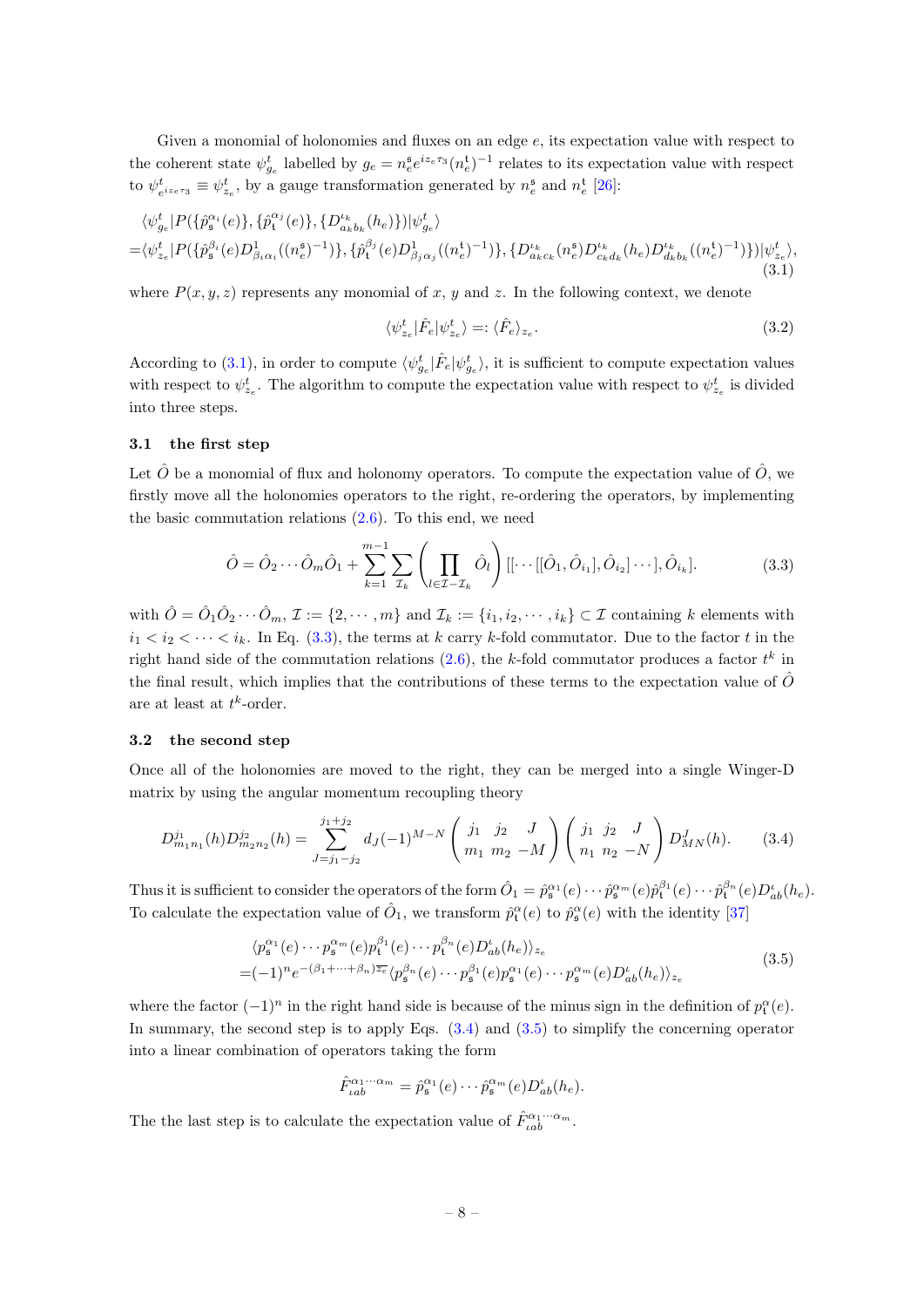Given a monomial of holonomies and fluxes on an edge $e$, its expectation value with respect to the coherent state $\psi^t_{g_e}$ labelled by $g_e = n^{\mathfrak{s}}_e e^{iz_e\tau_3}(n^{\mathfrak{t}}_e)^{-1}$ relates to its expectation value with respect to $\psi^t_{e^{iz_e\tau_3}} \equiv \psi^t_{z_e}$, by a gauge transformation generated by $n^{\mathfrak{s}}_e$ and $n^{\mathfrak{t}}_e$ [26]:

$$
\begin{aligned}
&\langle \psi^t_{g_e}| P(\{\hat{p}^{\alpha_i}_{\mathfrak{s}}(e)\}, \{\hat{p}^{\alpha_j}_{\mathfrak{t}}(e)\}, \{D^{\iota_k}_{a_k b_k}(h_e)\})|\psi^t_{g_e}\rangle \\
=&\langle \psi^t_{z_e}| P(\{\hat{p}^{\beta_i}_{\mathfrak{s}}(e) D^1_{\beta_i\alpha_i}((n^{\mathfrak{s}}_e)^{-1})\}, \{\hat{p}^{\beta_j}_{\mathfrak{t}}(e) D^1_{\beta_j\alpha_j}((n^{\mathfrak{t}}_e)^{-1})\}, \{D^{\iota_k}_{a_k c_k}(n^{\mathfrak{s}}_e) D^{\iota_k}_{c_k d_k}(h_e) D^{\iota_k}_{d_k b_k}((n^{\mathfrak{t}}_e)^{-1})\})|\psi^t_{z_e}\rangle,
\end{aligned}
\tag{3.1}
$$

where $P(x, y, z)$ represents any monomial of $x$, $y$ and $z$. In the following context, we denote

$$
\langle \psi^t_{z_e}|\hat{F}_e|\psi^t_{z_e}\rangle =: \langle \hat{F}_e\rangle_{z_e}. \tag{3.2}
$$

According to (3.1), in order to compute $\langle \psi^t_{g_e}|\hat{F}_e|\psi^t_{g_e}\rangle$, it is sufficient to compute expectation values with respect to $\psi^t_{z_e}$. The algorithm to compute the expectation value with respect to $\psi^t_{z_e}$ is divided into three steps.

### 3.1 the first step

Let $\hat{O}$ be a monomial of flux and holonomy operators. To compute the expectation value of $\hat{O}$, we firstly move all the holonomies operators to the right, re-ordering the operators, by implementing the basic commutation relations (2.6). To this end, we need

$$
\hat{O} = \hat{O}_2 \cdots \hat{O}_m \hat{O}_1 + \sum_{k=1}^{m-1} \sum_{\mathcal{I}_k} \left( \prod_{l \in \mathcal{I} - \mathcal{I}_k} \hat{O}_l \right) [[\cdots [[\hat{O}_1, \hat{O}_{i_1}], \hat{O}_{i_2}] \cdots], \hat{O}_{i_k}]. \tag{3.3}
$$

with $\hat{O} = \hat{O}_1\hat{O}_2\cdots\hat{O}_m$, $\mathcal{I} := \{2, \cdots, m\}$ and $\mathcal{I}_k := \{i_1, i_2, \cdots, i_k\} \subset \mathcal{I}$ containing $k$ elements with $i_1 < i_2 < \cdots < i_k$. In Eq. (3.3), the terms at $k$ carry $k$-fold commutator. Due to the factor $t$ in the right hand side of the commutation relations (2.6), the $k$-fold commutator produces a factor $t^k$ in the final result, which implies that the contributions of these terms to the expectation value of $\hat{O}$ are at least at $t^k$-order.

### 3.2 the second step

Once all of the holonomies are moved to the right, they can be merged into a single Winger-D matrix by using the angular momentum recoupling theory

$$
D^{j_1}_{m_1 n_1}(h) D^{j_2}_{m_2 n_2}(h) = \sum_{J=j_1-j_2}^{j_1+j_2} d_J (-1)^{M-N} \begin{pmatrix} j_1 & j_2 & J \\ m_1 & m_2 & -M \end{pmatrix} \begin{pmatrix} j_1 & j_2 & J \\ n_1 & n_2 & -N \end{pmatrix} D^J_{MN}(h). \tag{3.4}
$$

Thus it is sufficient to consider the operators of the form $\hat{O}_1 = \hat{p}^{\alpha_1}_{\mathfrak{s}}(e) \cdots \hat{p}^{\alpha_m}_{\mathfrak{s}}(e) \hat{p}^{\beta_1}_{\mathfrak{t}}(e) \cdots \hat{p}^{\beta_n}_{\mathfrak{t}}(e) D^{\iota}_{ab}(h_e)$. To calculate the expectation value of $\hat{O}_1$, we transform $\hat{p}^{\alpha}_{\mathfrak{t}}(e)$ to $\hat{p}^{\alpha}_{\mathfrak{s}}(e)$ with the identity [37]

$$
\begin{aligned}
&\langle p^{\alpha_1}_{\mathfrak{s}}(e) \cdots p^{\alpha_m}_{\mathfrak{s}}(e) p^{\beta_1}_{\mathfrak{t}}(e) \cdots p^{\beta_n}_{\mathfrak{t}}(e) D^{\iota}_{ab}(h_e)\rangle_{z_e} \\
=&(-1)^n e^{-(\beta_1+\cdots+\beta_n)\overline{z_e}} \langle p^{\beta_n}_{\mathfrak{s}}(e) \cdots p^{\beta_1}_{\mathfrak{s}}(e) p^{\alpha_1}_{\mathfrak{s}}(e) \cdots p^{\alpha_m}_{\mathfrak{s}}(e) D^{\iota}_{ab}(h_e)\rangle_{z_e}
\end{aligned}
\tag{3.5}
$$

where the factor $(-1)^n$ in the right hand side is because of the minus sign in the definition of $p^{\alpha}_{\mathfrak{t}}(e)$. In summary, the second step is to apply Eqs. (3.4) and (3.5) to simplify the concerning operator into a linear combination of operators taking the form

$$
\hat{F}^{\alpha_1\cdots\alpha_m}_{\iota ab} = \hat{p}^{\alpha_1}_{\mathfrak{s}}(e) \cdots \hat{p}^{\alpha_m}_{\mathfrak{s}}(e) D^{\iota}_{ab}(h_e).
$$

The the last step is to calculate the expectation value of $\hat{F}^{\alpha_1\cdots\alpha_m}_{\iota ab}$.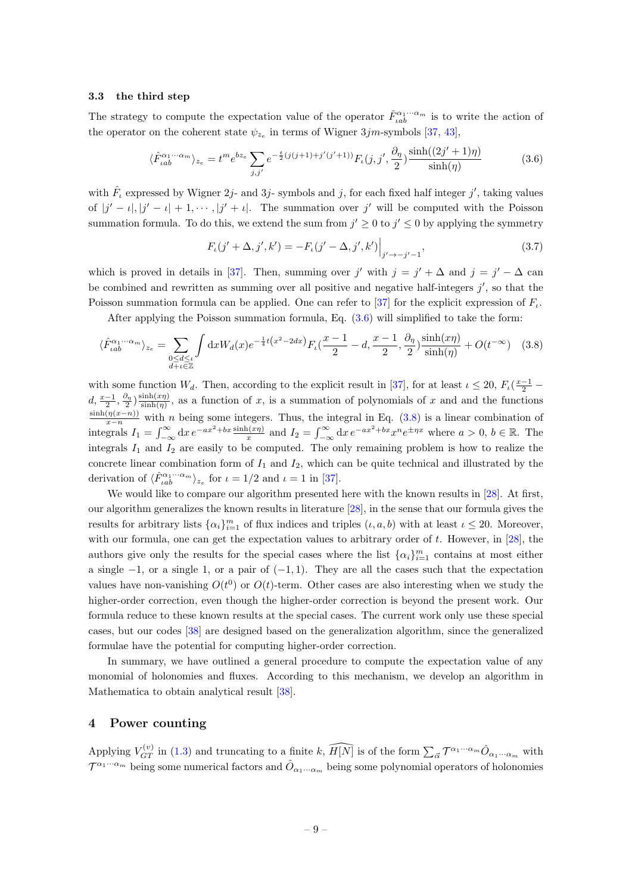### 3.3 the third step

The strategy to compute the expectation value of the operator $\hat{F}^{\alpha_1\cdots\alpha_m}_{\iota ab}$ is to write the action of the operator on the coherent state $\psi_{z_e}$ in terms of Wigner $3jm$-symbols [37, 43],

$$\langle \hat{F}^{\alpha_1\cdots\alpha_m}_{\iota ab}\rangle_{z_e} = t^m e^{bz_e}\sum_{j,j'} e^{-\frac{t}{2}(j(j+1)+j'(j'+1))} F_\iota(j,j',\frac{\partial_\eta}{2})\frac{\sinh((2j'+1)\eta)}{\sinh(\eta)} \tag{3.6}$$

with $\hat{F}_\iota$ expressed by Wigner $2j$- and $3j$- symbols and $j$, for each fixed half integer $j'$, taking values of $|j'-\iota|, |j'-\iota|+1,\cdots,|j'+\iota|$. The summation over $j'$ will be computed with the Poisson summation formula. To do this, we extend the sum from $j'\geq 0$ to $j'\leq 0$ by applying the symmetry

$$F_\iota(j'+\Delta,j',k') = -F_\iota(j'-\Delta,j',k')\Big|_{j'\to -j'-1}, \tag{3.7}$$

which is proved in details in [37]. Then, summing over $j'$ with $j=j'+\Delta$ and $j=j'-\Delta$ can be combined and rewritten as summing over all positive and negative half-integers $j'$, so that the Poisson summation formula can be applied. One can refer to [37] for the explicit expression of $F_\iota$.

After applying the Poisson summation formula, Eq. (3.6) will simplified to take the form:

$$\langle \hat{F}^{\alpha_1\cdots\alpha_m}_{\iota ab}\rangle_{z_e} = \sum_{\substack{0\leq d\leq \iota\\ d+\iota\in\mathbb{Z}}}\int \mathrm{d}x W_d(x) e^{-\frac{1}{4}t\left(x^2-2dx\right)} F_\iota(\frac{x-1}{2}-d,\frac{x-1}{2},\frac{\partial_\eta}{2})\frac{\sinh(x\eta)}{\sinh(\eta)} + O(t^{-\infty}) \tag{3.8}$$

with some function $W_d$. Then, according to the explicit result in [37], for at least $\iota\leq 20$, $F_\iota(\frac{x-1}{2}-d,\frac{x-1}{2},\frac{\partial_\eta}{2})\frac{\sinh(x\eta)}{\sinh(\eta)}$, as a function of $x$, is a summation of polynomials of $x$ and and the functions $\frac{\sinh(\eta(x-n))}{x-n}$ with $n$ being some integers. Thus, the integral in Eq. (3.8) is a linear combination of integrals $I_1=\int_{-\infty}^{\infty}\mathrm{d}x\, e^{-ax^2+bx}\frac{\sinh(x\eta)}{x}$ and $I_2=\int_{-\infty}^{\infty}\mathrm{d}x\, e^{-ax^2+bx}x^n e^{\pm\eta x}$ where $a>0$, $b\in\mathbb{R}$. The integrals $I_1$ and $I_2$ are easily to be computed. The only remaining problem is how to realize the concrete linear combination form of $I_1$ and $I_2$, which can be quite technical and illustrated by the derivation of $\langle \hat{F}^{\alpha_1\cdots\alpha_m}_{\iota ab}\rangle_{z_e}$ for $\iota=1/2$ and $\iota=1$ in [37].

We would like to compare our algorithm presented here with the known results in [28]. At first, our algorithm generalizes the known results in literature [28], in the sense that our formula gives the results for arbitrary lists $\{\alpha_i\}_{i=1}^m$ of flux indices and triples $(\iota,a,b)$ with at least $\iota\leq 20$. Moreover, with our formula, one can get the expectation values to arbitrary order of $t$. However, in [28], the authors give only the results for the special cases where the list $\{\alpha_i\}_{i=1}^m$ contains at most either a single $-1$, or a single 1, or a pair of $(-1,1)$. They are all the cases such that the expectation values have non-vanishing $O(t^0)$ or $O(t)$-term. Other cases are also interesting when we study the higher-order correction, even though the higher-order correction is beyond the present work. Our formula reduce to these known results at the special cases. The current work only use these special cases, but our codes [38] are designed based on the generalization algorithm, since the generalized formulae have the potential for computing higher-order correction.

In summary, we have outlined a general procedure to compute the expectation value of any monomial of holonomies and fluxes. According to this mechanism, we develop an algorithm in Mathematica to obtain analytical result [38].

## 4 Power counting

Applying $V^{(v)}_{GT}$ in (1.3) and truncating to a finite $k$, $\widehat{H[N]}$ is of the form $\sum_{\vec{\alpha}}\mathcal{T}^{\alpha_1\cdots\alpha_m}\hat{O}_{\alpha_1\cdots\alpha_m}$ with $\mathcal{T}^{\alpha_1\cdots\alpha_m}$ being some numerical factors and $\hat{O}_{\alpha_1\cdots\alpha_m}$ being some polynomial operators of holonomies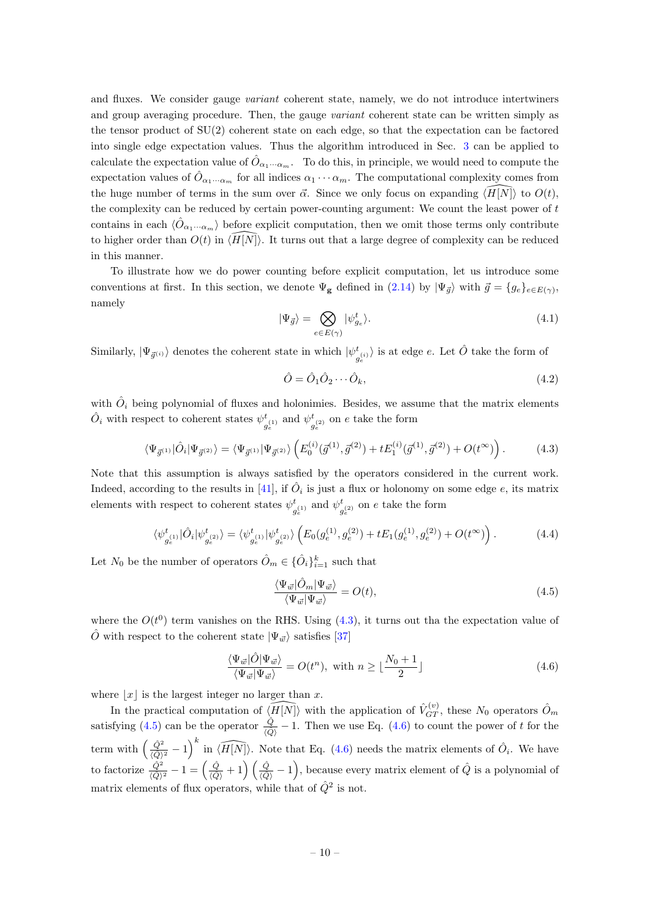and fluxes. We consider gauge *variant* coherent state, namely, we do not introduce intertwiners and group averaging procedure. Then, the gauge *variant* coherent state can be written simply as the tensor product of SU(2) coherent state on each edge, so that the expectation can be factored into single edge expectation values. Thus the algorithm introduced in Sec. 3 can be applied to calculate the expectation value of $\hat{O}_{\alpha_1\cdots\alpha_m}$. To do this, in principle, we would need to compute the expectation values of $\hat{O}_{\alpha_1\cdots\alpha_m}$ for all indices $\alpha_1\cdots\alpha_m$. The computational complexity comes from the huge number of terms in the sum over $\vec{\alpha}$. Since we only focus on expanding $\langle\widehat{H[N]}\rangle$ to $O(t)$, the complexity can be reduced by certain power-counting argument: We count the least power of $t$ contains in each $\langle\hat{O}_{\alpha_1\cdots\alpha_m}\rangle$ before explicit computation, then we omit those terms only contribute to higher order than $O(t)$ in $\langle\widehat{H[N]}\rangle$. It turns out that a large degree of complexity can be reduced in this manner.

To illustrate how we do power counting before explicit computation, let us introduce some conventions at first. In this section, we denote $\Psi_{\mathbf{g}}$ defined in (2.14) by $|\Psi_{\vec{g}}\rangle$ with $\vec{g}=\{g_e\}_{e\in E(\gamma)}$, namely

$$
|\Psi_{\vec{g}}\rangle=\bigotimes_{e\in E(\gamma)}|\psi^t_{g_e}\rangle. \tag{4.1}
$$

Similarly, $|\Psi_{\vec{g}^{(i)}}\rangle$ denotes the coherent state in which $|\psi^t_{g_e^{(i)}}\rangle$ is at edge $e$. Let $\hat{O}$ take the form of

$$
\hat{O}=\hat{O}_1\hat{O}_2\cdots\hat{O}_k, \tag{4.2}
$$

with $\hat{O}_i$ being polynomial of fluxes and holonimies. Besides, we assume that the matrix elements $\hat{O}_i$ with respect to coherent states $\psi^t_{g_e^{(1)}}$ and $\psi^t_{g_e^{(2)}}$ on $e$ take the form

$$
\langle\Psi_{\vec{g}^{(1)}}|\hat{O}_i|\Psi_{\vec{g}^{(2)}}\rangle=\langle\Psi_{\vec{g}^{(1)}}|\Psi_{\vec{g}^{(2)}}\rangle\left(E_0^{(i)}(\vec{g}^{(1)},\vec{g}^{(2)})+tE_1^{(i)}(\vec{g}^{(1)},\vec{g}^{(2)})+O(t^\infty)\right). \tag{4.3}
$$

Note that this assumption is always satisfied by the operators considered in the current work. Indeed, according to the results in [41], if $\hat{O}_i$ is just a flux or holonomy on some edge $e$, its matrix elements with respect to coherent states $\psi^t_{g_e^{(1)}}$ and $\psi^t_{g_e^{(2)}}$ on $e$ take the form

$$
\langle\psi^t_{g_e^{(1)}}|\hat{O}_i|\psi^t_{g_e^{(2)}}\rangle=\langle\psi^t_{g_e^{(1)}}|\psi^t_{g_e^{(2)}}\rangle\left(E_0(g_e^{(1)},g_e^{(2)})+tE_1(g_e^{(1)},g_e^{(2)})+O(t^\infty)\right). \tag{4.4}
$$

Let $N_0$ be the number of operators $\hat{O}_m\in\{\hat{O}_i\}_{i=1}^k$ such that

$$
\frac{\langle\Psi_{\vec{w}}|\hat{O}_m|\Psi_{\vec{w}}\rangle}{\langle\Psi_{\vec{w}}|\Psi_{\vec{w}}\rangle}=O(t), \tag{4.5}
$$

where the $O(t^0)$ term vanishes on the RHS. Using (4.3), it turns out tha the expectation value of $\hat{O}$ with respect to the coherent state $|\Psi_{\vec{w}}\rangle$ satisfies [37]

$$
\frac{\langle\Psi_{\vec{w}}|\hat{O}|\Psi_{\vec{w}}\rangle}{\langle\Psi_{\vec{w}}|\Psi_{\vec{w}}\rangle}=O(t^n),\ \text{with}\ n\geq\lfloor\frac{N_0+1}{2}\rfloor \tag{4.6}
$$

where $\lfloor x\rfloor$ is the largest integer no larger than $x$.

In the practical computation of $\langle\widehat{H[N]}\rangle$ with the application of $\hat{V}_{GT}^{(v)}$, these $N_0$ operators $\hat{O}_m$ satisfying (4.5) can be the operator $\frac{\hat{Q}}{\langle\hat{Q}\rangle}-1$. Then we use Eq. (4.6) to count the power of $t$ for the term with $\left(\frac{\hat{Q}^2}{\langle\hat{Q}\rangle^2}-1\right)^k$ in $\langle\widehat{H[N]}\rangle$. Note that Eq. (4.6) needs the matrix elements of $\hat{O}_i$. We have to factorize $\frac{\hat{Q}^2}{\langle\hat{Q}\rangle^2}-1=\left(\frac{\hat{Q}}{\langle\hat{Q}\rangle}+1\right)\left(\frac{\hat{Q}}{\langle\hat{Q}\rangle}-1\right)$, because every matrix element of $\hat{Q}$ is a polynomial of matrix elements of flux operators, while that of $\hat{Q}^2$ is not.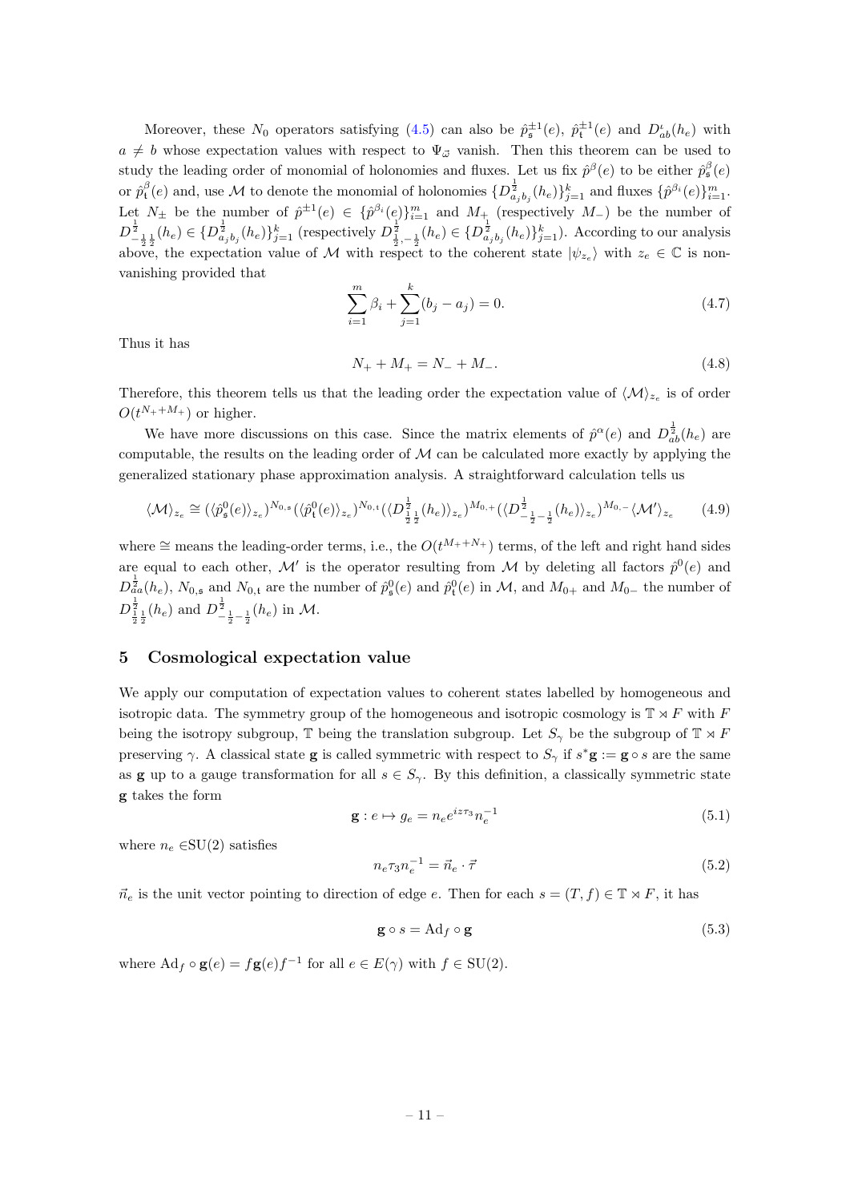Moreover, these $N_0$ operators satisfying (4.5) can also be $\hat{p}^{\pm 1}_{\mathfrak{s}}(e)$, $\hat{p}^{\pm 1}_{\mathfrak{t}}(e)$ and $D^{\iota}_{ab}(h_e)$ with $a \neq b$ whose expectation values with respect to $\Psi_{\varpi}$ vanish. Then this theorem can be used to study the leading order of monomial of holonomies and fluxes. Let us fix $\hat{p}^{\beta}(e)$ to be either $\hat{p}^{\beta}_{\mathfrak{s}}(e)$ or $\hat{p}^{\beta}_{\mathfrak{t}}(e)$ and, use $\mathcal{M}$ to denote the monomial of holonomies $\{D^{\frac{1}{2}}_{a_j b_j}(h_e)\}_{j=1}^{k}$ and fluxes $\{\hat{p}^{\beta_i}(e)\}_{i=1}^{m}$. Let $N_{\pm}$ be the number of $\hat{p}^{\pm 1}(e) \in \{\hat{p}^{\beta_i}(e)\}_{i=1}^{m}$ and $M_+$ (respectively $M_-$) be the number of $D^{\frac{1}{2}}_{-\frac{1}{2}\frac{1}{2}}(h_e) \in \{D^{\frac{1}{2}}_{a_j b_j}(h_e)\}_{j=1}^{k}$ (respectively $D^{\frac{1}{2}}_{\frac{1}{2},-\frac{1}{2}}(h_e) \in \{D^{\frac{1}{2}}_{a_j b_j}(h_e)\}_{j=1}^{k}$). According to our analysis above, the expectation value of $\mathcal{M}$ with respect to the coherent state $|\psi_{z_e}\rangle$ with $z_e \in \mathbb{C}$ is non-vanishing provided that

$$\sum_{i=1}^{m} \beta_i + \sum_{j=1}^{k} (b_j - a_j) = 0. \tag{4.7}$$

Thus it has

$$N_+ + M_+ = N_- + M_-. \tag{4.8}$$

Therefore, this theorem tells us that the leading order the expectation value of $\langle \mathcal{M} \rangle_{z_e}$ is of order $O(t^{N_+ + M_+})$ or higher.

We have more discussions on this case. Since the matrix elements of $\hat{p}^{\alpha}(e)$ and $D^{\frac{1}{2}}_{ab}(h_e)$ are computable, the results on the leading order of $\mathcal{M}$ can be calculated more exactly by applying the generalized stationary phase approximation analysis. A straightforward calculation tells us

$$\langle \mathcal{M} \rangle_{z_e} \cong (\langle \hat{p}^0_{\mathfrak{s}}(e) \rangle_{z_e})^{N_{0,\mathfrak{s}}} (\langle \hat{p}^0_{\mathfrak{t}}(e) \rangle_{z_e})^{N_{0,\mathfrak{t}}} (\langle D^{\frac{1}{2}}_{\frac{1}{2}\frac{1}{2}}(h_e) \rangle_{z_e})^{M_{0,+}} (\langle D^{\frac{1}{2}}_{-\frac{1}{2}-\frac{1}{2}}(h_e) \rangle_{z_e})^{M_{0,-}} \langle \mathcal{M}' \rangle_{z_e} \tag{4.9}$$

where $\cong$ means the leading-order terms, i.e., the $O(t^{M_+ + N_+})$ terms, of the left and right hand sides are equal to each other, $\mathcal{M}'$ is the operator resulting from $\mathcal{M}$ by deleting all factors $\hat{p}^0(e)$ and $D^{\frac{1}{2}}_{aa}(h_e)$, $N_{0,\mathfrak{s}}$ and $N_{0,\mathfrak{t}}$ are the number of $\hat{p}^0_{\mathfrak{s}}(e)$ and $\hat{p}^0_{\mathfrak{t}}(e)$ in $\mathcal{M}$, and $M_{0+}$ and $M_{0-}$ the number of $D^{\frac{1}{2}}_{\frac{1}{2}\frac{1}{2}}(h_e)$ and $D^{\frac{1}{2}}_{-\frac{1}{2}-\frac{1}{2}}(h_e)$ in $\mathcal{M}$.

## 5 Cosmological expectation value

We apply our computation of expectation values to coherent states labelled by homogeneous and isotropic data. The symmetry group of the homogeneous and isotropic cosmology is $\mathbb{T} \rtimes F$ with $F$ being the isotropy subgroup, $\mathbb{T}$ being the translation subgroup. Let $S_\gamma$ be the subgroup of $\mathbb{T} \rtimes F$ preserving $\gamma$. A classical state $\mathbf{g}$ is called symmetric with respect to $S_\gamma$ if $s^*\mathbf{g} := \mathbf{g} \circ s$ are the same as $\mathbf{g}$ up to a gauge transformation for all $s \in S_\gamma$. By this definition, a classically symmetric state $\mathbf{g}$ takes the form

$$\mathbf{g} : e \mapsto g_e = n_e e^{iz\tau_3} n_e^{-1} \tag{5.1}$$

where $n_e \in$SU(2) satisfies

$$n_e \tau_3 n_e^{-1} = \vec{n}_e \cdot \vec{\tau} \tag{5.2}$$

$\vec{n}_e$ is the unit vector pointing to direction of edge $e$. Then for each $s = (T, f) \in \mathbb{T} \rtimes F$, it has

$$\mathbf{g} \circ s = \mathrm{Ad}_f \circ \mathbf{g} \tag{5.3}$$

where $\mathrm{Ad}_f \circ \mathbf{g}(e) = f\mathbf{g}(e)f^{-1}$ for all $e \in E(\gamma)$ with $f \in$ SU(2).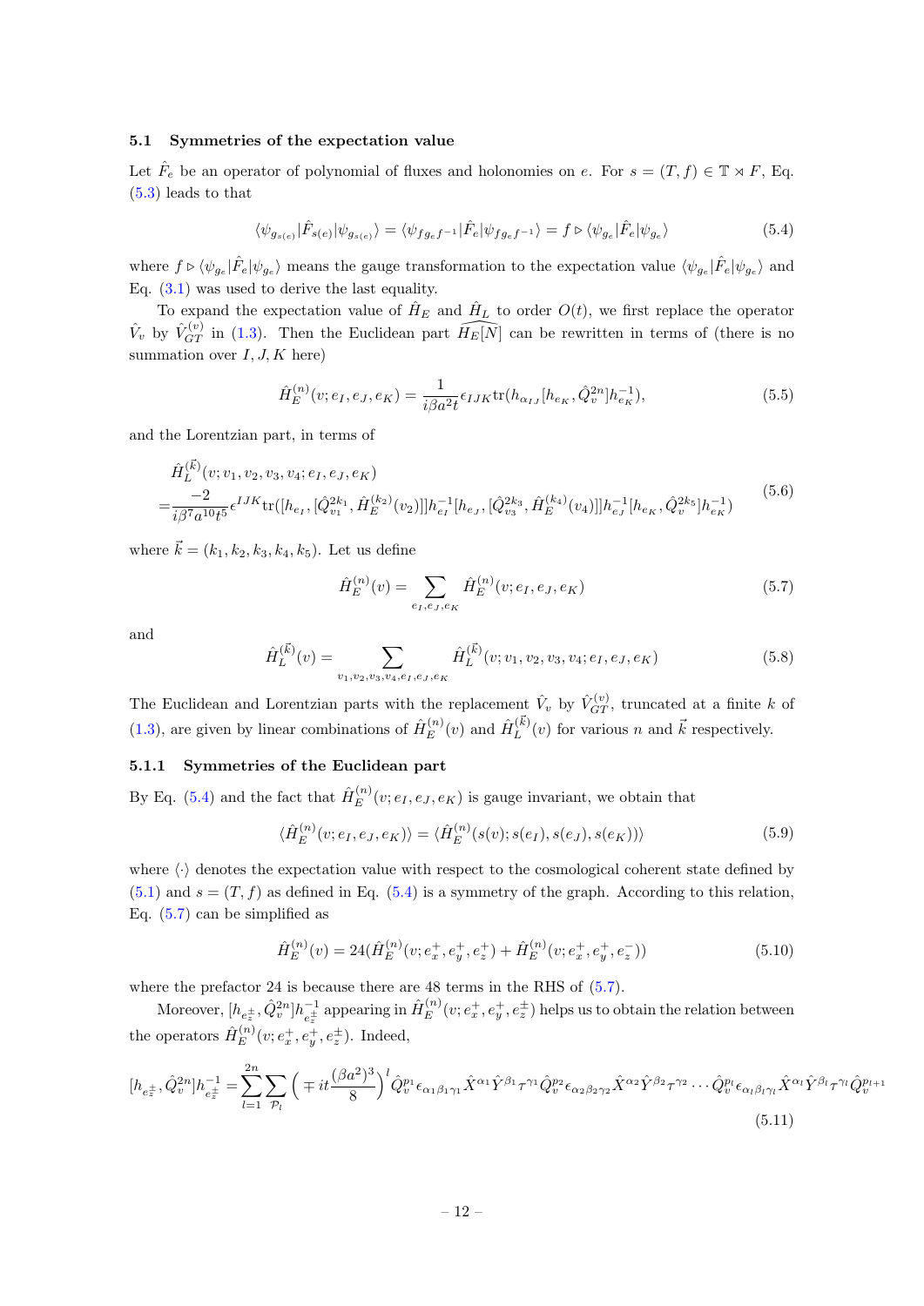### 5.1 Symmetries of the expectation value

Let $\hat{F}_e$ be an operator of polynomial of fluxes and holonomies on $e$. For $s = (T, f) \in \mathbb{T} \rtimes F$, Eq. (5.3) leads to that

$$\langle \psi_{g_{s(e)}} | \hat{F}_{s(e)} | \psi_{g_{s(e)}} \rangle = \langle \psi_{f g_e f^{-1}} | \hat{F}_e | \psi_{f g_e f^{-1}} \rangle = f \triangleright \langle \psi_{g_e} | \hat{F}_e | \psi_{g_e} \rangle \tag{5.4}$$

where $f \triangleright \langle \psi_{g_e} | \hat{F}_e | \psi_{g_e} \rangle$ means the gauge transformation to the expectation value $\langle \psi_{g_e} | \hat{F}_e | \psi_{g_e} \rangle$ and Eq. (3.1) was used to derive the last equality.

To expand the expectation value of $\hat{H}_E$ and $\hat{H}_L$ to order $O(t)$, we first replace the operator $\hat{V}_v$ by $\hat{V}_{GT}^{(v)}$ in (1.3). Then the Euclidean part $\widehat{H_E[N]}$ can be rewritten in terms of (there is no summation over $I, J, K$ here)

$$\hat{H}_E^{(n)}(v; e_I, e_J, e_K) = \frac{1}{i\beta a^2 t} \epsilon_{IJK} \mathrm{tr}(h_{\alpha_{IJ}} [h_{e_K}, \hat{Q}_v^{2n}] h_{e_K}^{-1}), \tag{5.5}$$

and the Lorentzian part, in terms of

$$\begin{aligned}
&\hat{H}_L^{(\vec{k})}(v; v_1, v_2, v_3, v_4; e_I, e_J, e_K) \\
=&\frac{-2}{i\beta^7 a^{10} t^5} \epsilon^{IJK} \mathrm{tr}([h_{e_I}, [\hat{Q}_{v_1}^{2k_1}, \hat{H}_E^{(k_2)}(v_2)]] h_{e_I}^{-1} [h_{e_J}, [\hat{Q}_{v_3}^{2k_3}, \hat{H}_E^{(k_4)}(v_4)]] h_{e_J}^{-1} [h_{e_K}, \hat{Q}_v^{2k_5}] h_{e_K}^{-1})
\end{aligned} \tag{5.6}$$

where $\vec{k} = (k_1, k_2, k_3, k_4, k_5)$. Let us define

$$\hat{H}_E^{(n)}(v) = \sum_{e_I, e_J, e_K} \hat{H}_E^{(n)}(v; e_I, e_J, e_K) \tag{5.7}$$

and

$$\hat{H}_L^{(\vec{k})}(v) = \sum_{v_1, v_2, v_3, v_4, e_I, e_J, e_K} \hat{H}_L^{(\vec{k})}(v; v_1, v_2, v_3, v_4; e_I, e_J, e_K) \tag{5.8}$$

The Euclidean and Lorentzian parts with the replacement $\hat{V}_v$ by $\hat{V}_{GT}^{(v)}$, truncated at a finite $k$ of (1.3), are given by linear combinations of $\hat{H}_E^{(n)}(v)$ and $\hat{H}_L^{(\vec{k})}(v)$ for various $n$ and $\vec{k}$ respectively.

#### 5.1.1 Symmetries of the Euclidean part

By Eq. (5.4) and the fact that $\hat{H}_E^{(n)}(v; e_I, e_J, e_K)$ is gauge invariant, we obtain that

$$\langle \hat{H}_E^{(n)}(v; e_I, e_J, e_K) \rangle = \langle \hat{H}_E^{(n)}(s(v); s(e_I), s(e_J), s(e_K)) \rangle \tag{5.9}$$

where $\langle \cdot \rangle$ denotes the expectation value with respect to the cosmological coherent state defined by (5.1) and $s = (T, f)$ as defined in Eq. (5.4) is a symmetry of the graph. According to this relation, Eq. (5.7) can be simplified as

$$\hat{H}_E^{(n)}(v) = 24(\hat{H}_E^{(n)}(v; e_x^+, e_y^+, e_z^+) + \hat{H}_E^{(n)}(v; e_x^+, e_y^+, e_z^-)) \tag{5.10}$$

where the prefactor 24 is because there are 48 terms in the RHS of (5.7).

Moreover, $[h_{e_z^\pm}, \hat{Q}_v^{2n}] h_{e_z^\pm}^{-1}$ appearing in $\hat{H}_E^{(n)}(v; e_x^+, e_y^+, e_z^\pm)$ helps us to obtain the relation between the operators $\hat{H}_E^{(n)}(v; e_x^+, e_y^+, e_z^\pm)$. Indeed,

$$[h_{e_z^\pm}, \hat{Q}_v^{2n}] h_{e_z^\pm}^{-1} = \sum_{l=1}^{2n} \sum_{\mathcal{P}_l} \Big( \mp it \frac{(\beta a^2)^3}{8} \Big)^l \hat{Q}_v^{p_1} \epsilon_{\alpha_1 \beta_1 \gamma_1} \hat{X}^{\alpha_1} \hat{Y}^{\beta_1} \tau^{\gamma_1} \hat{Q}_v^{p_2} \epsilon_{\alpha_2 \beta_2 \gamma_2} \hat{X}^{\alpha_2} \hat{Y}^{\beta_2} \tau^{\gamma_2} \cdots \hat{Q}_v^{p_l} \epsilon_{\alpha_l \beta_l \gamma_l} \hat{X}^{\alpha_l} \hat{Y}^{\beta_l} \tau^{\gamma_l} \hat{Q}_v^{p_{l+1}} \tag{5.11}$$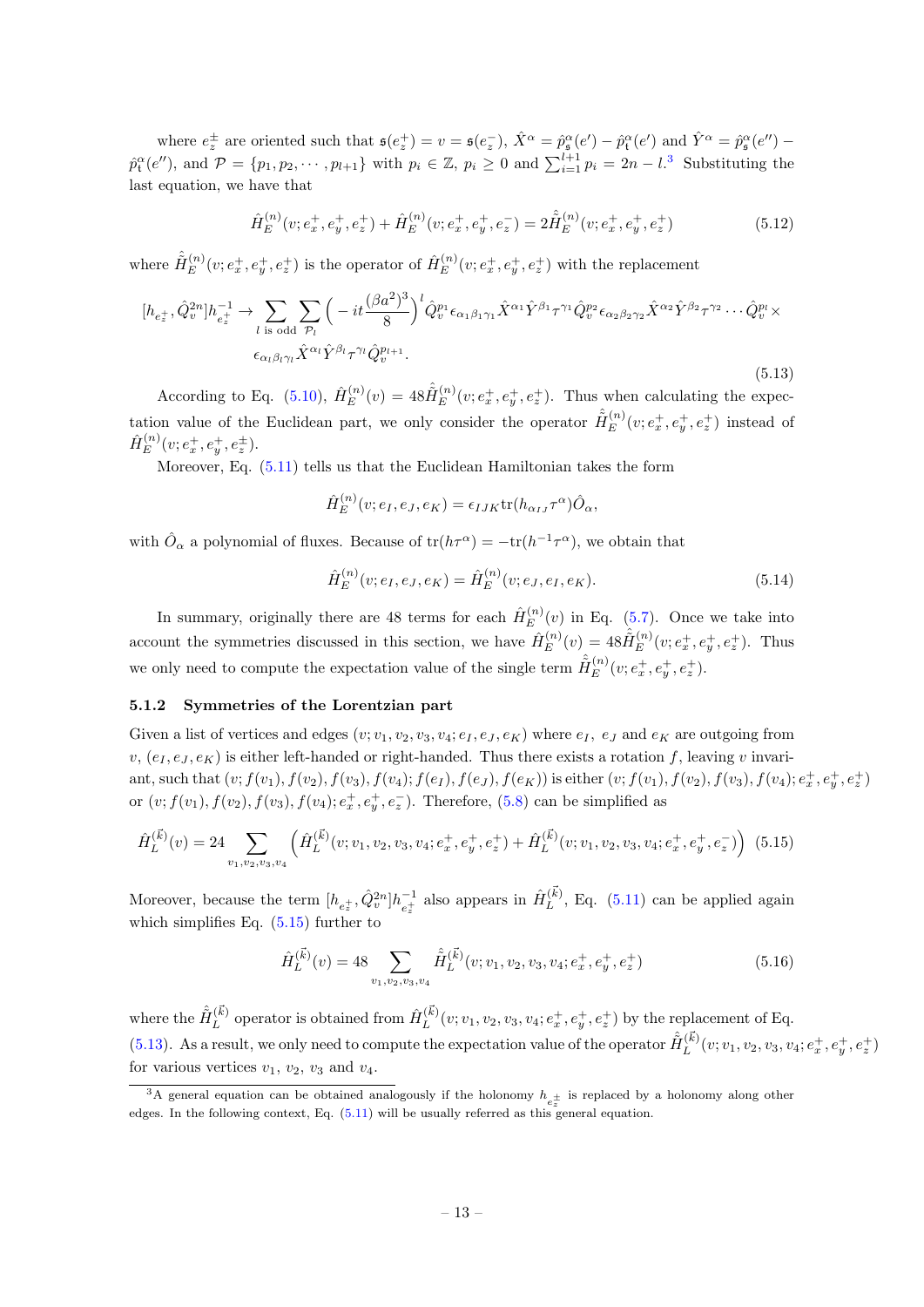where $e_z^\pm$ are oriented such that $\mathfrak{s}(e_z^+) = v = \mathfrak{s}(e_z^-)$, $\hat{X}^\alpha = \hat{p}^\alpha_{\mathfrak{s}}(e') - \hat{p}^\alpha_{\mathfrak{t}}(e')$ and $\hat{Y}^\alpha = \hat{p}^\alpha_{\mathfrak{s}}(e'') - \hat{p}^\alpha_{\mathfrak{t}}(e'')$, and $\mathcal{P} = \{p_1, p_2, \cdots, p_{l+1}\}$ with $p_i \in \mathbb{Z}$, $p_i \geq 0$ and $\sum_{i=1}^{l+1} p_i = 2n - l$.[3] Substituting the last equation, we have that

$$\hat{H}_E^{(n)}(v; e_x^+, e_y^+, e_z^+) + \hat{H}_E^{(n)}(v; e_x^+, e_y^+, e_z^-) = 2\hat{\tilde{H}}_E^{(n)}(v; e_x^+, e_y^+, e_z^+) \tag{5.12}$$

where $\hat{\tilde{H}}_E^{(n)}(v; e_x^+, e_y^+, e_z^+)$ is the operator of $\hat{H}_E^{(n)}(v; e_x^+, e_y^+, e_z^+)$ with the replacement

$$\begin{aligned}[h_{e_z^+}, \hat{Q}_v^{2n}]h_{e_z^+}^{-1} \to \sum_{l \text{ is odd}} \sum_{\mathcal{P}_l} \Big( -it\frac{(\beta a^2)^3}{8}\Big)^l \hat{Q}_v^{p_1} \epsilon_{\alpha_1\beta_1\gamma_1} \hat{X}^{\alpha_1} \hat{Y}^{\beta_1} \tau^{\gamma_1} \hat{Q}_v^{p_2} \epsilon_{\alpha_2\beta_2\gamma_2} \hat{X}^{\alpha_2} \hat{Y}^{\beta_2} \tau^{\gamma_2} \cdots \hat{Q}_v^{p_l} \times \\ \epsilon_{\alpha_l\beta_l\gamma_l} \hat{X}^{\alpha_l} \hat{Y}^{\beta_l} \tau^{\gamma_l} \hat{Q}_v^{p_{l+1}}.\end{aligned} \tag{5.13}$$

According to Eq. (5.10), $\hat{H}_E^{(n)}(v) = 48\hat{\tilde{H}}_E^{(n)}(v; e_x^+, e_y^+, e_z^+)$. Thus when calculating the expectation value of the Euclidean part, we only consider the operator $\hat{\tilde{H}}_E^{(n)}(v; e_x^+, e_y^+, e_z^+)$ instead of $\hat{H}_E^{(n)}(v; e_x^+, e_y^+, e_z^\pm)$.

Moreover, Eq. (5.11) tells us that the Euclidean Hamiltonian takes the form

$$\hat{H}_E^{(n)}(v; e_I, e_J, e_K) = \epsilon_{IJK} \mathrm{tr}(h_{\alpha_{IJ}} \tau^\alpha) \hat{O}_\alpha,$$

with $\hat{O}_\alpha$ a polynomial of fluxes. Because of $\mathrm{tr}(h\tau^\alpha) = -\mathrm{tr}(h^{-1}\tau^\alpha)$, we obtain that

$$\hat{H}_E^{(n)}(v; e_I, e_J, e_K) = \hat{H}_E^{(n)}(v; e_J, e_I, e_K). \tag{5.14}$$

In summary, originally there are 48 terms for each $\hat{H}_E^{(n)}(v)$ in Eq. (5.7). Once we take into account the symmetries discussed in this section, we have $\hat{H}_E^{(n)}(v) = 48\hat{\tilde{H}}_E^{(n)}(v; e_x^+, e_y^+, e_z^+)$. Thus we only need to compute the expectation value of the single term $\hat{\tilde{H}}_E^{(n)}(v; e_x^+, e_y^+, e_z^+)$.

### 5.1.2 Symmetries of the Lorentzian part

Given a list of vertices and edges $(v; v_1, v_2, v_3, v_4; e_I, e_J, e_K)$ where $e_I$, $e_J$ and $e_K$ are outgoing from $v$, $(e_I, e_J, e_K)$ is either left-handed or right-handed. Thus there exists a rotation $f$, leaving $v$ invariant, such that $(v; f(v_1), f(v_2), f(v_3), f(v_4); f(e_I), f(e_J), f(e_K))$ is either $(v; f(v_1), f(v_2), f(v_3), f(v_4); e_x^+, e_y^+, e_z^+)$ or $(v; f(v_1), f(v_2), f(v_3), f(v_4); e_x^+, e_y^+, e_z^-)$. Therefore, (5.8) can be simplified as

$$\hat{H}_L^{(\vec{k})}(v) = 24 \sum_{v_1, v_2, v_3, v_4} \Big( \hat{H}_L^{(\vec{k})}(v; v_1, v_2, v_3, v_4; e_x^+, e_y^+, e_z^+) + \hat{H}_L^{(\vec{k})}(v; v_1, v_2, v_3, v_4; e_x^+, e_y^+, e_z^-) \Big) \tag{5.15}$$

Moreover, because the term $[h_{e_z^+}, \hat{Q}_v^{2n}]h_{e_z^+}^{-1}$ also appears in $\hat{H}_L^{(\vec{k})}$, Eq. (5.11) can be applied again which simplifies Eq. (5.15) further to

$$\hat{H}_L^{(\vec{k})}(v) = 48 \sum_{v_1, v_2, v_3, v_4} \hat{\tilde{H}}_L^{(\vec{k})}(v; v_1, v_2, v_3, v_4; e_x^+, e_y^+, e_z^+) \tag{5.16}$$

where the $\hat{\tilde{H}}_L^{(\vec{k})}$ operator is obtained from $\hat{H}_L^{(\vec{k})}(v; v_1, v_2, v_3, v_4; e_x^+, e_y^+, e_z^+)$ by the replacement of Eq. (5.13). As a result, we only need to compute the expectation value of the operator $\hat{\tilde{H}}_L^{(\vec{k})}(v; v_1, v_2, v_3, v_4; e_x^+, e_y^+, e_z^+)$ for various vertices $v_1$, $v_2$, $v_3$ and $v_4$.

---

[3] A general equation can be obtained analogously if the holonomy $h_{e_z^\pm}$ is replaced by a holonomy along other edges. In the following context, Eq. (5.11) will be usually referred as this general equation.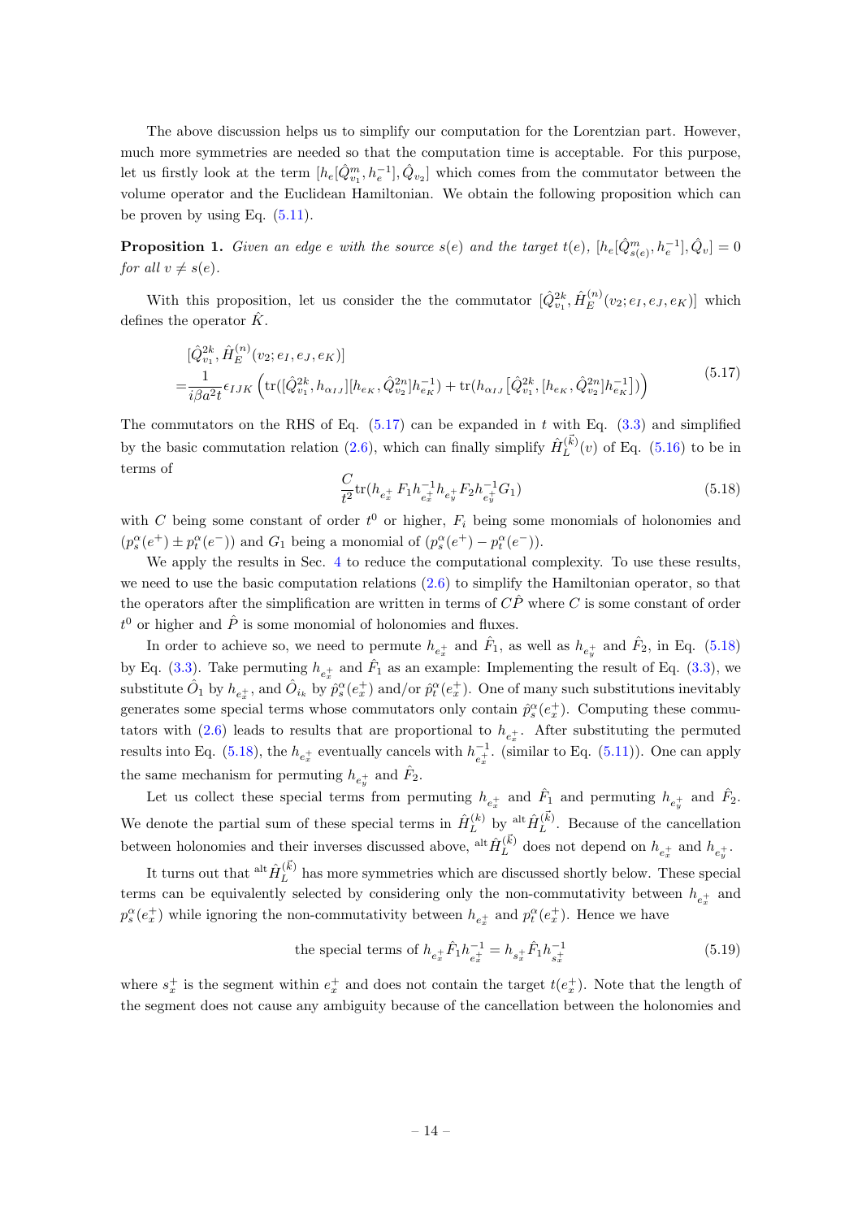The above discussion helps us to simplify our computation for the Lorentzian part. However, much more symmetries are needed so that the computation time is acceptable. For this purpose, let us firstly look at the term $[h_e[\hat{Q}^m_{v_1}, h_e^{-1}], \hat{Q}_{v_2}]$ which comes from the commutator between the volume operator and the Euclidean Hamiltonian. We obtain the following proposition which can be proven by using Eq. (5.11).

**Proposition 1.** *Given an edge $e$ with the source $s(e)$ and the target $t(e)$, $[h_e[\hat{Q}^m_{s(e)}, h_e^{-1}], \hat{Q}_v] = 0$ for all $v \neq s(e)$.*

With this proposition, let us consider the the commutator $[\hat{Q}^{2k}_{v_1}, \hat{H}^{(n)}_E(v_2; e_I, e_J, e_K)]$ which defines the operator $\hat{K}$.

$$
\begin{aligned}
&[\hat{Q}^{2k}_{v_1}, \hat{H}^{(n)}_E(v_2; e_I, e_J, e_K)] \\
=&\frac{1}{i\beta a^2 t}\epsilon_{IJK}\left(\mathrm{tr}([\hat{Q}^{2k}_{v_1}, h_{\alpha_{IJ}}][h_{e_K}, \hat{Q}^{2n}_{v_2}]h_{e_K}^{-1}) + \mathrm{tr}(h_{\alpha_{IJ}}\left[\hat{Q}^{2k}_{v_1}, [h_{e_K}, \hat{Q}^{2n}_{v_2}]h_{e_K}^{-1}\right])\right)
\end{aligned}
\tag{5.17}
$$

The commutators on the RHS of Eq. (5.17) can be expanded in $t$ with Eq. (3.3) and simplified by the basic commutation relation (2.6), which can finally simplify $\hat{H}^{(\vec{k})}_L(v)$ of Eq. (5.16) to be in terms of

$$
\frac{C}{t^2}\mathrm{tr}(h_{e_x^+}F_1 h_{e_x^+}^{-1} h_{e_y^+} F_2 h_{e_y^+}^{-1} G_1)
\tag{5.18}
$$

with $C$ being some constant of order $t^0$ or higher, $F_i$ being some monomials of holonomies and $(p^\alpha_s(e^+) \pm p^\alpha_t(e^-))$ and $G_1$ being a monomial of $(p^\alpha_s(e^+) - p^\alpha_t(e^-))$.

We apply the results in Sec. 4 to reduce the computational complexity. To use these results, we need to use the basic computation relations (2.6) to simplify the Hamiltonian operator, so that the operators after the simplification are written in terms of $C\hat{P}$ where $C$ is some constant of order $t^0$ or higher and $\hat{P}$ is some monomial of holonomies and fluxes.

In order to achieve so, we need to permute $h_{e_x^+}$ and $\hat{F}_1$, as well as $h_{e_y^+}$ and $\hat{F}_2$, in Eq. (5.18) by Eq. (3.3). Take permuting $h_{e_x^+}$ and $\hat{F}_1$ as an example: Implementing the result of Eq. (3.3), we substitute $\hat{O}_1$ by $h_{e_x^+}$, and $\hat{O}_{i_k}$ by $\hat{p}^\alpha_s(e_x^+)$ and/or $\hat{p}^\alpha_t(e_x^+)$. One of many such substitutions inevitably generates some special terms whose commutators only contain $\hat{p}^\alpha_s(e_x^+)$. Computing these commutators with (2.6) leads to results that are proportional to $h_{e_x^+}$. After substituting the permuted results into Eq. (5.18), the $h_{e_x^+}$ eventually cancels with $h_{e_x^+}^{-1}$. (similar to Eq. (5.11)). One can apply the same mechanism for permuting $h_{e_y^+}$ and $\hat{F}_2$.

Let us collect these special terms from permuting $h_{e_x^+}$ and $\hat{F}_1$ and permuting $h_{e_y^+}$ and $\hat{F}_2$. We denote the partial sum of these special terms in $\hat{H}^{(k)}_L$ by ${}^{\mathrm{alt}}\hat{H}^{(\vec{k})}_L$. Because of the cancellation between holonomies and their inverses discussed above, ${}^{\mathrm{alt}}\hat{H}^{(\vec{k})}_L$ does not depend on $h_{e_x^+}$ and $h_{e_y^+}$.

It turns out that ${}^{\mathrm{alt}}\hat{H}^{(\vec{k})}_L$ has more symmetries which are discussed shortly below. These special terms can be equivalently selected by considering only the non-commutativity between $h_{e_x^+}$ and $p^\alpha_s(e_x^+)$ while ignoring the non-commutativity between $h_{e_x^+}$ and $p^\alpha_t(e_x^+)$. Hence we have

$$
\text{the special terms of } h_{e_x^+}\hat{F}_1 h_{e_x^+}^{-1} = h_{s_x^+}\hat{F}_1 h_{s_x^+}^{-1}
\tag{5.19}
$$

where $s_x^+$ is the segment within $e_x^+$ and does not contain the target $t(e_x^+)$. Note that the length of the segment does not cause any ambiguity because of the cancellation between the holonomies and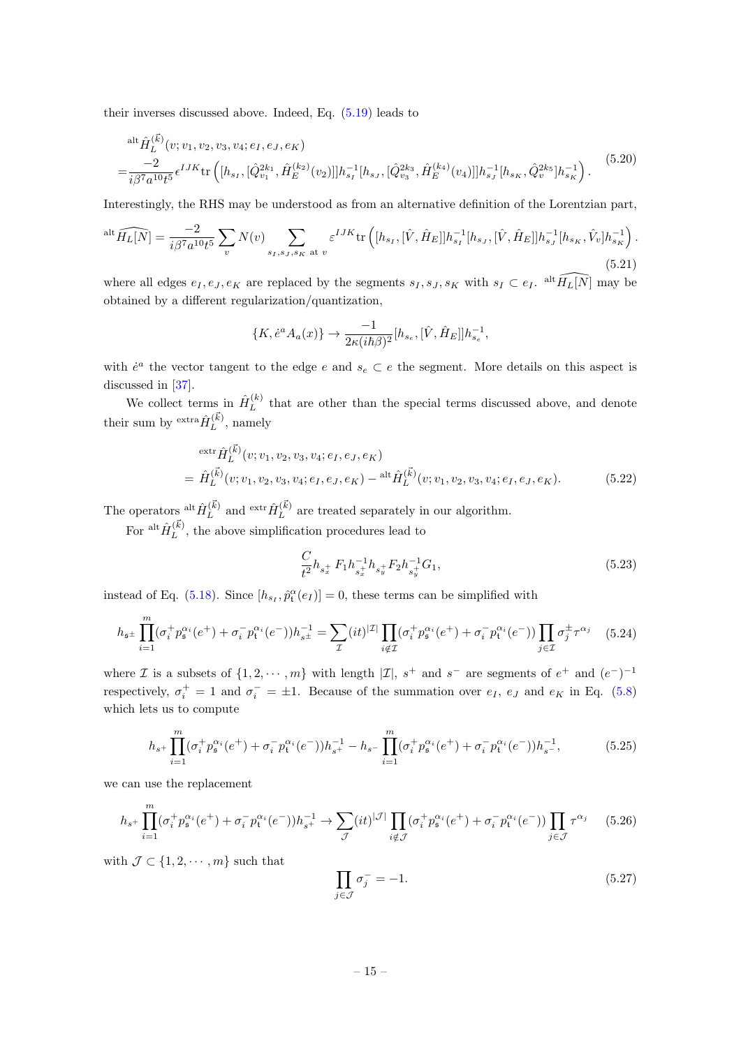their inverses discussed above. Indeed, Eq. (5.19) leads to

$$
\begin{aligned}
&{}^{\rm alt}\hat{H}_L^{(\vec{k})}(v;v_1,v_2,v_3,v_4;e_I,e_J,e_K)\\
=&\frac{-2}{i\beta^7 a^{10}t^5}\epsilon^{IJK}\mathrm{tr}\left([h_{s_I},[\hat{Q}_{v_1}^{2k_1},\hat{H}_E^{(k_2)}(v_2)]]h_{s_I}^{-1}[h_{s_J},[\hat{Q}_{v_3}^{2k_3},\hat{H}_E^{(k_4)}(v_4)]]h_{s_J}^{-1}[h_{s_K},\hat{Q}_v^{2k_5}]h_{s_K}^{-1}\right).
\end{aligned}
\tag{5.20}
$$

Interestingly, the RHS may be understood as from an alternative definition of the Lorentzian part,

$$
{}^{\rm alt}\widehat{H_L[N]}=\frac{-2}{i\beta^7 a^{10}t^5}\sum_v N(v)\sum_{s_I,s_J,s_K \text{ at } v}\varepsilon^{IJK}\mathrm{tr}\left([h_{s_I},[\hat{V},\hat{H}_E]]h_{s_I}^{-1}[h_{s_J},[\hat{V},\hat{H}_E]]h_{s_J}^{-1}[h_{s_K},\hat{V}_v]h_{s_K}^{-1}\right).
\tag{5.21}
$$

where all edges $e_I,e_J,e_K$ are replaced by the segments $s_I,s_J,s_K$ with $s_I\subset e_I$. ${}^{\rm alt}\widehat{H_L[N]}$ may be obtained by a different regularization/quantization,

$$
\{K,\dot{e}^a A_a(x)\}\to\frac{-1}{2\kappa(i\hbar\beta)^2}[h_{s_e},[\hat{V},\hat{H}_E]]h_{s_e}^{-1},
$$

with $\dot{e}^a$ the vector tangent to the edge $e$ and $s_e\subset e$ the segment. More details on this aspect is discussed in [37].

We collect terms in $\hat{H}_L^{(k)}$ that are other than the special terms discussed above, and denote their sum by ${}^{\rm extra}\hat{H}_L^{(\vec{k})}$, namely

$$
\begin{aligned}
&{}^{\rm extr}\hat{H}_L^{(\vec{k})}(v;v_1,v_2,v_3,v_4;e_I,e_J,e_K)\\
=\;&\hat{H}_L^{(\vec{k})}(v;v_1,v_2,v_3,v_4;e_I,e_J,e_K)-{}^{\rm alt}\hat{H}_L^{(\vec{k})}(v;v_1,v_2,v_3,v_4;e_I,e_J,e_K).
\end{aligned}
\tag{5.22}
$$

The operators ${}^{\rm alt}\hat{H}_L^{(\vec{k})}$ and ${}^{\rm extr}\hat{H}_L^{(\vec{k})}$ are treated separately in our algorithm.

For ${}^{\rm alt}\hat{H}_L^{(\vec{k})}$, the above simplification procedures lead to

$$
\frac{C}{t^2}h_{s_x^+}F_1 h_{s_x^+}^{-1}h_{s_y^+}F_2 h_{s_y^+}^{-1}G_1,
\tag{5.23}
$$

instead of Eq. (5.18). Since $[h_{s_I},\hat{p}_{\mathfrak{t}}^{\alpha}(e_I)]=0$, these terms can be simplified with

$$
h_{\mathfrak{s}^\pm}\prod_{i=1}^m(\sigma_i^+p_{\mathfrak{s}}^{\alpha_i}(e^+)+\sigma_i^-p_{\mathfrak{t}}^{\alpha_i}(e^-))h_{s^\pm}^{-1}=\sum_{\mathcal{I}}(it)^{|\mathcal{I}|}\prod_{i\notin\mathcal{I}}(\sigma_i^+p_{\mathfrak{s}}^{\alpha_i}(e^+)+\sigma_i^-p_{\mathfrak{t}}^{\alpha_i}(e^-))\prod_{j\in\mathcal{I}}\sigma_j^\pm\tau^{\alpha_j}
\tag{5.24}
$$

where $\mathcal{I}$ is a subsets of $\{1,2,\cdots,m\}$ with length $|\mathcal{I}|$, $s^+$ and $s^-$ are segments of $e^+$ and $(e^-)^{-1}$ respectively, $\sigma_i^+=1$ and $\sigma_i^-=\pm1$. Because of the summation over $e_I$, $e_J$ and $e_K$ in Eq. (5.8) which lets us to compute

$$
h_{s^+}\prod_{i=1}^m(\sigma_i^+p_{\mathfrak{s}}^{\alpha_i}(e^+)+\sigma_i^-p_{\mathfrak{t}}^{\alpha_i}(e^-))h_{s^+}^{-1}-h_{s^-}\prod_{i=1}^m(\sigma_i^+p_{\mathfrak{s}}^{\alpha_i}(e^+)+\sigma_i^-p_{\mathfrak{t}}^{\alpha_i}(e^-))h_{s^-}^{-1},
\tag{5.25}
$$

we can use the replacement

$$
h_{s^+}\prod_{i=1}^m(\sigma_i^+p_{\mathfrak{s}}^{\alpha_i}(e^+)+\sigma_i^-p_{\mathfrak{t}}^{\alpha_i}(e^-))h_{s^+}^{-1}\to\sum_{\mathcal{J}}(it)^{|\mathcal{J}|}\prod_{i\notin\mathcal{J}}(\sigma_i^+p_{\mathfrak{s}}^{\alpha_i}(e^+)+\sigma_i^-p_{\mathfrak{t}}^{\alpha_i}(e^-))\prod_{j\in\mathcal{J}}\tau^{\alpha_j}
\tag{5.26}
$$

with $\mathcal{J}\subset\{1,2,\cdots,m\}$ such that

$$
\prod_{j\in\mathcal{J}}\sigma_j^-=-1.
\tag{5.27}
$$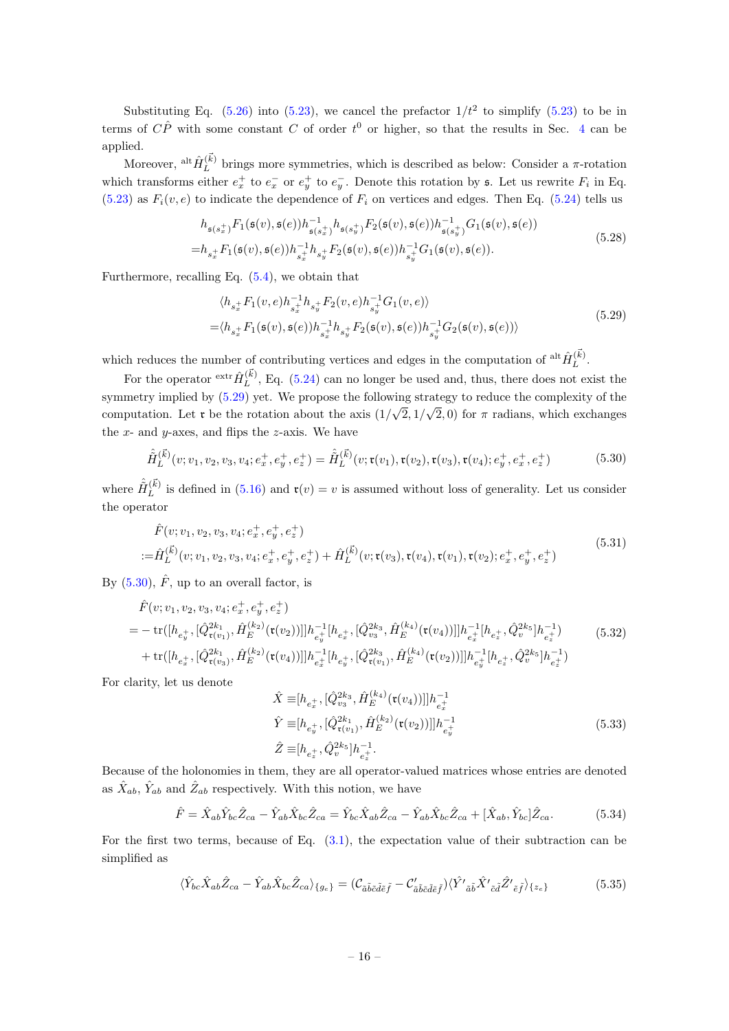Substituting Eq. (5.26) into (5.23), we cancel the prefactor $1/t^2$ to simplify (5.23) to be in terms of $C\hat{P}$ with some constant $C$ of order $t^0$ or higher, so that the results in Sec. 4 can be applied.

Moreover, ${}^{\rm alt}\hat{H}_L^{(\vec{k})}$ brings more symmetries, which is described as below: Consider a $\pi$-rotation which transforms either $e_x^+$ to $e_x^-$ or $e_y^+$ to $e_y^-$. Denote this rotation by $\mathfrak{s}$. Let us rewrite $F_i$ in Eq. (5.23) as $F_i(v,e)$ to indicate the dependence of $F_i$ on vertices and edges. Then Eq. (5.24) tells us

$$
\begin{aligned}
&h_{\mathfrak{s}(s_x^+)}F_1(\mathfrak{s}(v),\mathfrak{s}(e))h^{-1}_{\mathfrak{s}(s_x^+)}h_{\mathfrak{s}(s_y^+)}F_2(\mathfrak{s}(v),\mathfrak{s}(e))h^{-1}_{\mathfrak{s}(s_y^+)}G_1(\mathfrak{s}(v),\mathfrak{s}(e))\\
=&h_{s_x^+}F_1(\mathfrak{s}(v),\mathfrak{s}(e))h^{-1}_{s_x^+}h_{s_y^+}F_2(\mathfrak{s}(v),\mathfrak{s}(e))h^{-1}_{s_y^+}G_1(\mathfrak{s}(v),\mathfrak{s}(e)).
\end{aligned}
\tag{5.28}
$$

Furthermore, recalling Eq. (5.4), we obtain that

$$
\begin{aligned}
&\langle h_{s_x^+}F_1(v,e)h^{-1}_{s_x^+}h_{s_y^+}F_2(v,e)h^{-1}_{s_y^+}G_1(v,e)\rangle\\
=&\langle h_{s_x^+}F_1(\mathfrak{s}(v),\mathfrak{s}(e))h^{-1}_{s_x^+}h_{s_y^+}F_2(\mathfrak{s}(v),\mathfrak{s}(e))h^{-1}_{s_y^+}G_2(\mathfrak{s}(v),\mathfrak{s}(e))\rangle
\end{aligned}
\tag{5.29}
$$

which reduces the number of contributing vertices and edges in the computation of ${}^{\rm alt}\hat{H}_L^{(\vec{k})}$.

For the operator ${}^{\rm extr}\hat{H}_L^{(\vec{k})}$, Eq. (5.24) can no longer be used and, thus, there does not exist the symmetry implied by (5.29) yet. We propose the following strategy to reduce the complexity of the computation. Let $\mathfrak{r}$ be the rotation about the axis $(1/\sqrt{2},1/\sqrt{2},0)$ for $\pi$ radians, which exchanges the $x$- and $y$-axes, and flips the $z$-axis. We have

$$
\hat{\hat{H}}_L^{(\vec{k})}(v;v_1,v_2,v_3,v_4;e_x^+,e_y^+,e_z^+)=\hat{\hat{H}}_L^{(\vec{k})}(v;\mathfrak{r}(v_1),\mathfrak{r}(v_2),\mathfrak{r}(v_3),\mathfrak{r}(v_4);e_y^+,e_x^+,e_z^+)
\tag{5.30}
$$

where $\hat{\hat{H}}_L^{(\vec{k})}$ is defined in (5.16) and $\mathfrak{r}(v)=v$ is assumed without loss of generality. Let us consider the operator

$$
\begin{aligned}
&\hat{F}(v;v_1,v_2,v_3,v_4;e_x^+,e_y^+,e_z^+)\\
:=&\hat{H}_L^{(\vec{k})}(v;v_1,v_2,v_3,v_4;e_x^+,e_y^+,e_z^+)+\hat{H}_L^{(\vec{k})}(v;\mathfrak{r}(v_3),\mathfrak{r}(v_4),\mathfrak{r}(v_1),\mathfrak{r}(v_2);e_x^+,e_y^+,e_z^+)
\end{aligned}
\tag{5.31}
$$

By (5.30), $\hat{F}$, up to an overall factor, is

$$
\begin{aligned}
&\hat{F}(v;v_1,v_2,v_3,v_4;e_x^+,e_y^+,e_z^+)\\
=&-\mathrm{tr}([h_{e_y^+},[\hat{Q}^{2k_1}_{\mathfrak{r}(v_1)},\hat{H}_E^{(k_2)}(\mathfrak{r}(v_2))]]h^{-1}_{e_y^+}[h_{e_x^+},[\hat{Q}^{2k_3}_{v_3},\hat{H}_E^{(k_4)}(\mathfrak{r}(v_4))]]h^{-1}_{e_x^+}[h_{e_z^+},\hat{Q}^{2k_5}_v]h^{-1}_{e_z^+})\\
&+\mathrm{tr}([h_{e_x^+},[\hat{Q}^{2k_1}_{\mathfrak{r}(v_3)},\hat{H}_E^{(k_2)}(\mathfrak{r}(v_4))]]h^{-1}_{e_x^+}[h_{e_y^+},[\hat{Q}^{2k_3}_{\mathfrak{r}(v_1)},\hat{H}_E^{(k_4)}(\mathfrak{r}(v_2))]]h^{-1}_{e_y^+}[h_{e_z^+},\hat{Q}^{2k_5}_v]h^{-1}_{e_z^+})
\end{aligned}
\tag{5.32}
$$

For clarity, let us denote

$$
\begin{aligned}
\hat{X}\equiv&[h_{e_x^+},[\hat{Q}^{2k_3}_{v_3},\hat{H}_E^{(k_4)}(\mathfrak{r}(v_4))]]h^{-1}_{e_x^+}\\
\hat{Y}\equiv&[h_{e_y^+},[\hat{Q}^{2k_1}_{\mathfrak{r}(v_1)},\hat{H}_E^{(k_2)}(\mathfrak{r}(v_2))]]h^{-1}_{e_y^+}\\
\hat{Z}\equiv&[h_{e_z^+},\hat{Q}^{2k_5}_v]h^{-1}_{e_z^+}.
\end{aligned}
\tag{5.33}
$$

Because of the holonomies in them, they are all operator-valued matrices whose entries are denoted as $\hat{X}_{ab}$, $\hat{Y}_{ab}$ and $\hat{Z}_{ab}$ respectively. With this notion, we have

$$
\hat{F}=\hat{X}_{ab}\hat{Y}_{bc}\hat{Z}_{ca}-\hat{Y}_{ab}\hat{X}_{bc}\hat{Z}_{ca}=\hat{Y}_{bc}\hat{X}_{ab}\hat{Z}_{ca}-\hat{Y}_{ab}\hat{X}_{bc}\hat{Z}_{ca}+[\hat{X}_{ab},\hat{Y}_{bc}]\hat{Z}_{ca}.
\tag{5.34}
$$

For the first two terms, because of Eq. (3.1), the expectation value of their subtraction can be simplified as

$$
\langle \hat{Y}_{bc}\hat{X}_{ab}\hat{Z}_{ca}-\hat{Y}_{ab}\hat{X}_{bc}\hat{Z}_{ca}\rangle_{\{g_e\}}=(\mathcal{C}_{\tilde{a}\tilde{b}\tilde{c}\tilde{d}\tilde{e}\tilde{f}}-\mathcal{C}'_{\tilde{a}\tilde{b}\tilde{c}\tilde{d}\tilde{e}\tilde{f}})\langle \hat{Y}'_{\tilde{a}\tilde{b}}\hat{X}'_{\tilde{c}\tilde{d}}\hat{Z}'_{\tilde{e}\tilde{f}}\rangle_{\{z_e\}}
\tag{5.35}
$$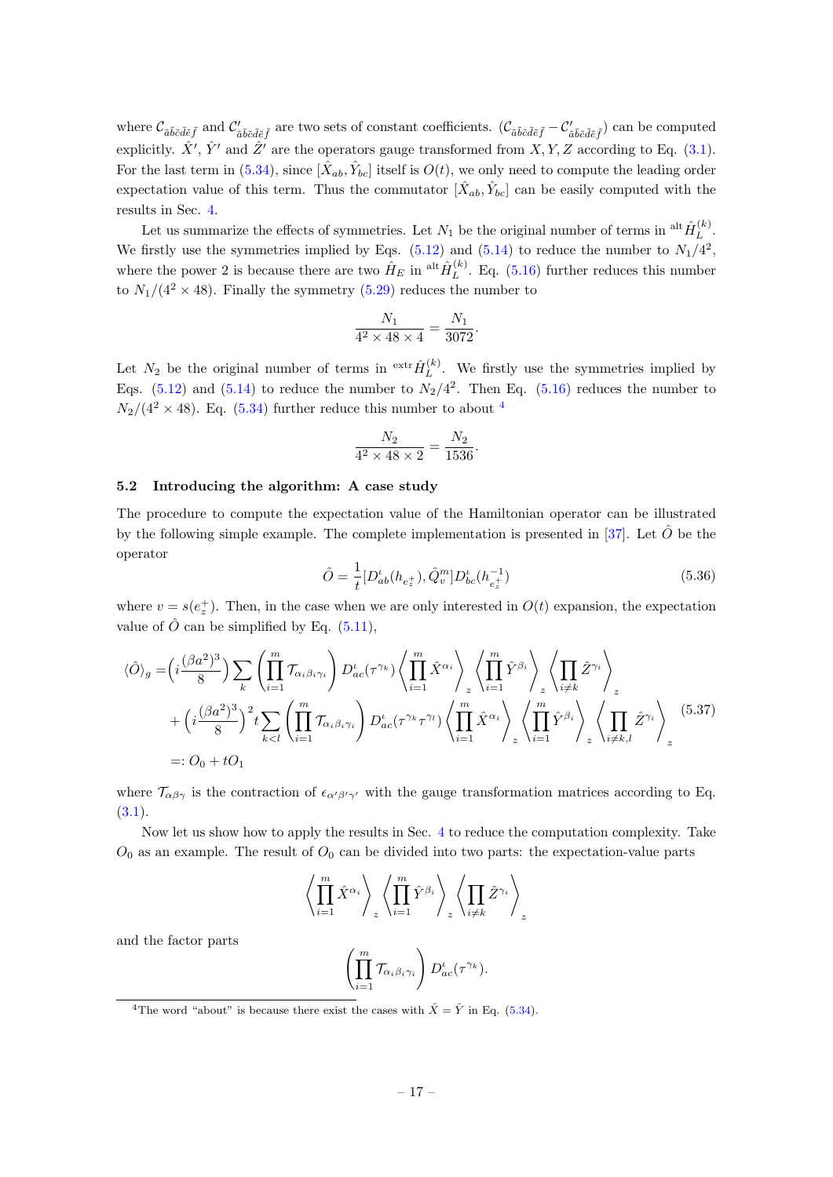where $\mathcal{C}_{\tilde{a}\tilde{b}\tilde{c}\tilde{d}\tilde{e}\tilde{f}}$ and $\mathcal{C}'_{\tilde{a}\tilde{b}\tilde{c}\tilde{d}\tilde{e}\tilde{f}}$ are two sets of constant coefficients. $(\mathcal{C}_{\tilde{a}\tilde{b}\tilde{c}\tilde{d}\tilde{e}\tilde{f}} - \mathcal{C}'_{\tilde{a}\tilde{b}\tilde{c}\tilde{d}\tilde{e}\tilde{f}})$ can be computed explicitly. $\hat{X}'$, $\hat{Y}'$ and $\hat{Z}'$ are the operators gauge transformed from $X, Y, Z$ according to Eq. (3.1). For the last term in (5.34), since $[\hat{X}_{ab}, \hat{Y}_{bc}]$ itself is $O(t)$, we only need to compute the leading order expectation value of this term. Thus the commutator $[\hat{X}_{ab}, \hat{Y}_{bc}]$ can be easily computed with the results in Sec. 4.

Let us summarize the effects of symmetries. Let $N_1$ be the original number of terms in ${}^{\rm alt}\hat{H}_L^{(k)}$. We firstly use the symmetries implied by Eqs. (5.12) and (5.14) to reduce the number to $N_1/4^2$, where the power 2 is because there are two $\hat{H}_E$ in ${}^{\rm alt}\hat{H}_L^{(k)}$. Eq. (5.16) further reduces this number to $N_1/(4^2 \times 48)$. Finally the symmetry (5.29) reduces the number to

$$\frac{N_1}{4^2 \times 48 \times 4} = \frac{N_1}{3072}.$$

Let $N_2$ be the original number of terms in ${}^{\rm extr}\hat{H}_L^{(k)}$. We firstly use the symmetries implied by Eqs. (5.12) and (5.14) to reduce the number to $N_2/4^2$. Then Eq. (5.16) reduces the number to $N_2/(4^2 \times 48)$. Eq. (5.34) further reduce this number to about [4]

$$\frac{N_2}{4^2 \times 48 \times 2} = \frac{N_2}{1536}.$$

### 5.2 Introducing the algorithm: A case study

The procedure to compute the expectation value of the Hamiltonian operator can be illustrated by the following simple example. The complete implementation is presented in [37]. Let $\hat{O}$ be the operator

$$\hat{O} = \frac{1}{t}[D^\iota_{ab}(h_{e_z^+}), \hat{Q}^m_v] D^\iota_{bc}(h^{-1}_{e_z^+}) \tag{5.36}$$

where $v = s(e_z^+)$. Then, in the case when we are only interested in $O(t)$ expansion, the expectation value of $\hat{O}$ can be simplified by Eq. (5.11),

$$\begin{aligned}
\langle \hat{O} \rangle_g =& \Big(i\frac{(\beta a^2)^3}{8}\Big) \sum_k \left(\prod_{i=1}^m \mathcal{T}_{\alpha_i\beta_i\gamma_i}\right) D^\iota_{ac}(\tau^{\gamma_k}) \left\langle \prod_{i=1}^m \hat{X}^{\alpha_i} \right\rangle_z \left\langle \prod_{i=1}^m \hat{Y}^{\beta_i} \right\rangle_z \left\langle \prod_{i\neq k} \hat{Z}^{\gamma_i} \right\rangle_z \\
&+ \Big(i\frac{(\beta a^2)^3}{8}\Big)^2 t \sum_{k<l} \left(\prod_{i=1}^m \mathcal{T}_{\alpha_i\beta_i\gamma_i}\right) D^\iota_{ac}(\tau^{\gamma_k}\tau^{\gamma_l}) \left\langle \prod_{i=1}^m \hat{X}^{\alpha_i} \right\rangle_z \left\langle \prod_{i=1}^m \hat{Y}^{\beta_i} \right\rangle_z \left\langle \prod_{i\neq k,l} \hat{Z}^{\gamma_i} \right\rangle_z \\
=:& \, O_0 + t O_1
\end{aligned} \tag{5.37}$$

where $\mathcal{T}_{\alpha\beta\gamma}$ is the contraction of $\epsilon_{\alpha'\beta'\gamma'}$ with the gauge transformation matrices according to Eq. (3.1).

Now let us show how to apply the results in Sec. 4 to reduce the computation complexity. Take $O_0$ as an example. The result of $O_0$ can be divided into two parts: the expectation-value parts

$$\left\langle \prod_{i=1}^m \hat{X}^{\alpha_i} \right\rangle_z \left\langle \prod_{i=1}^m \hat{Y}^{\beta_i} \right\rangle_z \left\langle \prod_{i\neq k} \hat{Z}^{\gamma_i} \right\rangle_z$$

and the factor parts

$$\left(\prod_{i=1}^m \mathcal{T}_{\alpha_i\beta_i\gamma_i}\right) D^\iota_{ac}(\tau^{\gamma_k}).$$

[4] The word "about" is because there exist the cases with $\hat{X} = \hat{Y}$ in Eq. (5.34).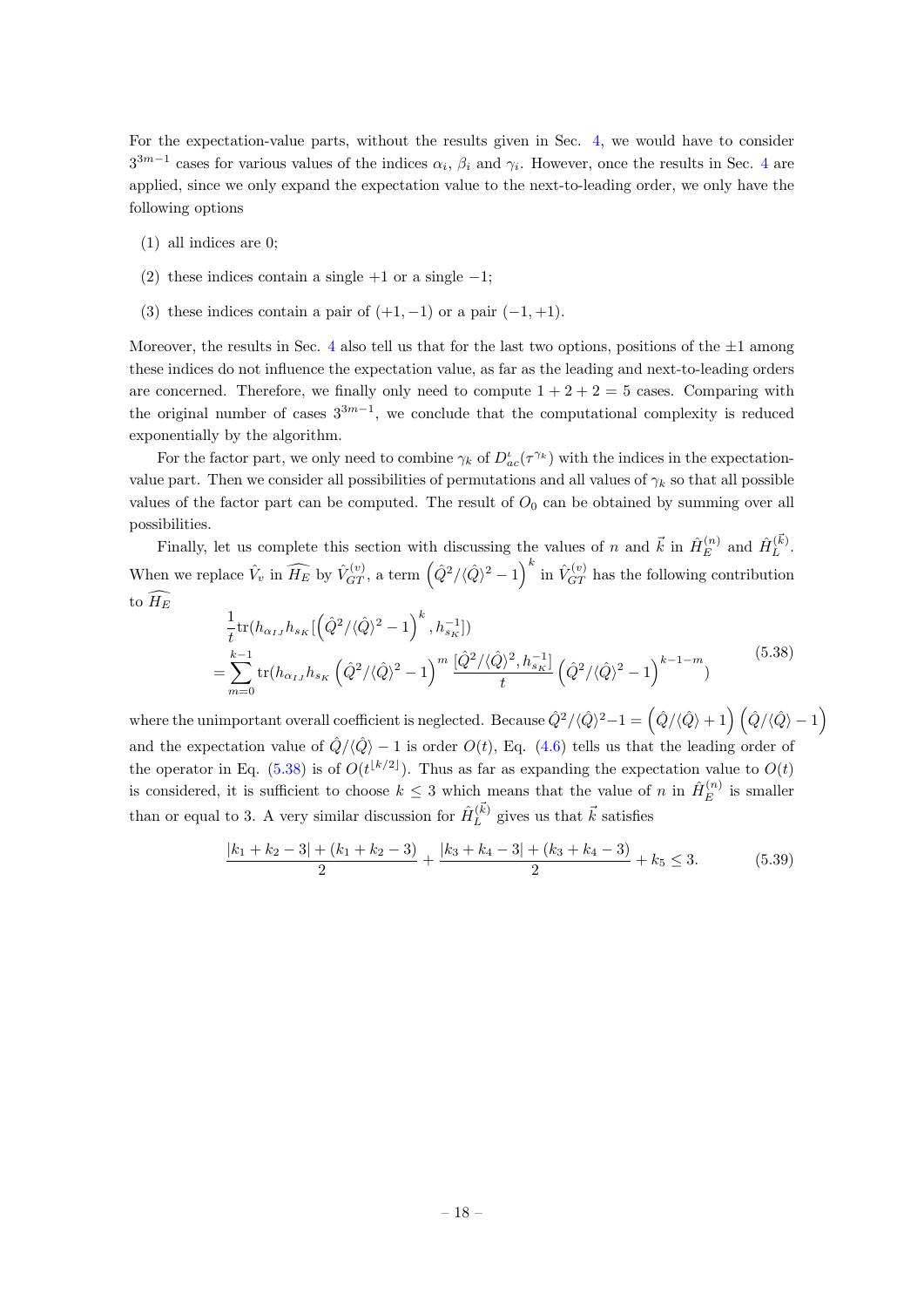For the expectation-value parts, without the results given in Sec. 4, we would have to consider $3^{3m-1}$ cases for various values of the indices $\alpha_i$, $\beta_i$ and $\gamma_i$. However, once the results in Sec. 4 are applied, since we only expand the expectation value to the next-to-leading order, we only have the following options

(1) all indices are 0;

(2) these indices contain a single $+1$ or a single $-1$;

(3) these indices contain a pair of $(+1,-1)$ or a pair $(-1,+1)$.

Moreover, the results in Sec. 4 also tell us that for the last two options, positions of the $\pm 1$ among these indices do not influence the expectation value, as far as the leading and next-to-leading orders are concerned. Therefore, we finally only need to compute $1+2+2=5$ cases. Comparing with the original number of cases $3^{3m-1}$, we conclude that the computational complexity is reduced exponentially by the algorithm.

For the factor part, we only need to combine $\gamma_k$ of $D^{\iota}_{ac}(\tau^{\gamma_k})$ with the indices in the expectation-value part. Then we consider all possibilities of permutations and all values of $\gamma_k$ so that all possible values of the factor part can be computed. The result of $O_0$ can be obtained by summing over all possibilities.

Finally, let us complete this section with discussing the values of $n$ and $\vec{k}$ in $\hat{H}_E^{(n)}$ and $\hat{H}_L^{(\vec{k})}$. When we replace $\hat{V}_v$ in $\widehat{H_E}$ by $\hat{V}_{GT}^{(v)}$, a term $\left(\hat{Q}^2/\langle\hat{Q}\rangle^2-1\right)^k$ in $\hat{V}_{GT}^{(v)}$ has the following contribution to $\widehat{H_E}$

$$
\begin{aligned}
&\frac{1}{t}\mathrm{tr}(h_{\alpha_{IJ}}h_{s_K}[\left(\hat{Q}^2/\langle\hat{Q}\rangle^2-1\right)^k,h_{s_K}^{-1}]) \\
=&\sum_{m=0}^{k-1}\mathrm{tr}(h_{\alpha_{IJ}}h_{s_K}\left(\hat{Q}^2/\langle\hat{Q}\rangle^2-1\right)^m\frac{[\hat{Q}^2/\langle\hat{Q}\rangle^2,h_{s_K}^{-1}]}{t}\left(\hat{Q}^2/\langle\hat{Q}\rangle^2-1\right)^{k-1-m})
\end{aligned}
\tag{5.38}
$$

where the unimportant overall coefficient is neglected. Because $\hat{Q}^2/\langle\hat{Q}\rangle^2-1=\left(\hat{Q}/\langle\hat{Q}\rangle+1\right)\left(\hat{Q}/\langle\hat{Q}\rangle-1\right)$ and the expectation value of $\hat{Q}/\langle\hat{Q}\rangle-1$ is order $O(t)$, Eq. (4.6) tells us that the leading order of the operator in Eq. (5.38) is of $O(t^{\lfloor k/2\rfloor})$. Thus as far as expanding the expectation value to $O(t)$ is considered, it is sufficient to choose $k\leq 3$ which means that the value of $n$ in $\hat{H}_E^{(n)}$ is smaller than or equal to 3. A very similar discussion for $\hat{H}_L^{(\vec{k})}$ gives us that $\vec{k}$ satisfies

$$
\frac{|k_1+k_2-3|+(k_1+k_2-3)}{2}+\frac{|k_3+k_4-3|+(k_3+k_4-3)}{2}+k_5\leq 3. \tag{5.39}
$$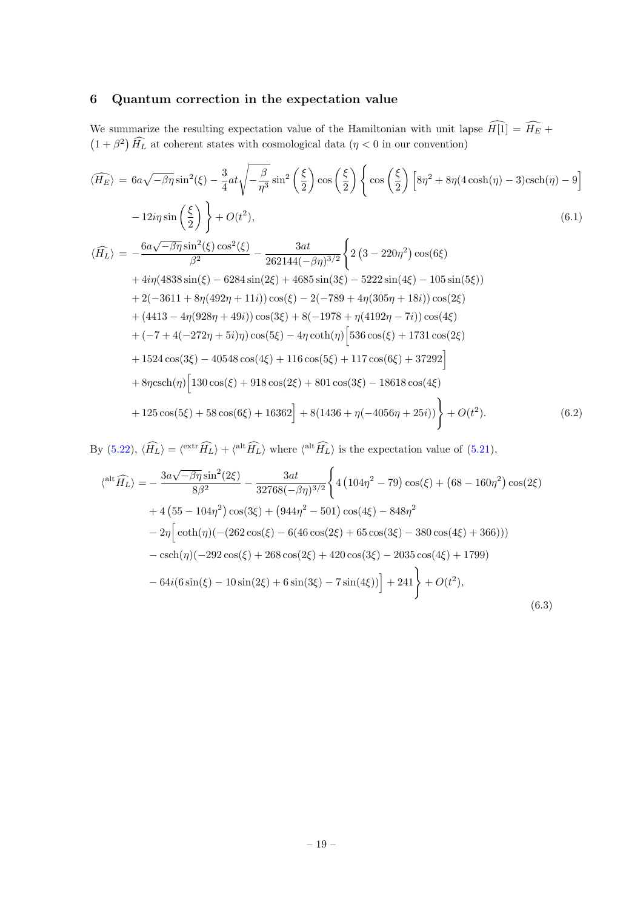# 6 Quantum correction in the expectation value

We summarize the resulting expectation value of the Hamiltonian with unit lapse $\widehat{H[1]} = \widehat{H_E} + (1+\beta^2)\widehat{H_L}$ at coherent states with cosmological data ($\eta < 0$ in our convention)

$$
\begin{aligned}
\langle\widehat{H_E}\rangle =\ & 6a\sqrt{-\beta\eta}\sin^2(\xi) - \frac{3}{4}at\sqrt{-\frac{\beta}{\eta^3}}\sin^2\left(\frac{\xi}{2}\right)\cos\left(\frac{\xi}{2}\right)\Bigg\{\cos\left(\frac{\xi}{2}\right)\Big[8\eta^2 + 8\eta(4\cosh(\eta)-3)\text{csch}(\eta) - 9\Big] \\
& - 12i\eta\sin\left(\frac{\xi}{2}\right)\Bigg\} + O(t^2),
\end{aligned} \tag{6.1}
$$

$$
\begin{aligned}
\langle\widehat{H_L}\rangle =\ & -\frac{6a\sqrt{-\beta\eta}\sin^2(\xi)\cos^2(\xi)}{\beta^2} - \frac{3at}{262144(-\beta\eta)^{3/2}}\Bigg\{2\left(3-220\eta^2\right)\cos(6\xi) \\
& + 4i\eta(4838\sin(\xi) - 6284\sin(2\xi) + 4685\sin(3\xi) - 5222\sin(4\xi) - 105\sin(5\xi)) \\
& + 2(-3611 + 8\eta(492\eta + 11i))\cos(\xi) - 2(-789 + 4\eta(305\eta + 18i))\cos(2\xi) \\
& + (4413 - 4\eta(928\eta + 49i))\cos(3\xi) + 8(-1978 + \eta(4192\eta - 7i))\cos(4\xi) \\
& + (-7 + 4(-272\eta + 5i)\eta)\cos(5\xi) - 4\eta\coth(\eta)\Big[536\cos(\xi) + 1731\cos(2\xi) \\
& + 1524\cos(3\xi) - 40548\cos(4\xi) + 116\cos(5\xi) + 117\cos(6\xi) + 37292\Big] \\
& + 8\eta\,\text{csch}(\eta)\Big[130\cos(\xi) + 918\cos(2\xi) + 801\cos(3\xi) - 18618\cos(4\xi) \\
& + 125\cos(5\xi) + 58\cos(6\xi) + 16362\Big] + 8(1436 + \eta(-4056\eta + 25i))\Bigg\} + O(t^2).
\end{aligned} \tag{6.2}
$$

By (5.22), $\langle\widehat{H_L}\rangle = \langle^{\text{extr}}\widehat{H_L}\rangle + \langle^{\text{alt}}\widehat{H_L}\rangle$ where $\langle^{\text{alt}}\widehat{H_L}\rangle$ is the expectation value of (5.21),

$$
\begin{aligned}
\langle^{\text{alt}}\widehat{H_L}\rangle =& -\frac{3a\sqrt{-\beta\eta}\sin^2(2\xi)}{8\beta^2} - \frac{3at}{32768(-\beta\eta)^{3/2}}\Bigg\{4\left(104\eta^2 - 79\right)\cos(\xi) + \left(68 - 160\eta^2\right)\cos(2\xi) \\
& + 4\left(55 - 104\eta^2\right)\cos(3\xi) + \left(944\eta^2 - 501\right)\cos(4\xi) - 848\eta^2 \\
& - 2\eta\Big[\coth(\eta)(-(262\cos(\xi) - 6(46\cos(2\xi) + 65\cos(3\xi) - 380\cos(4\xi) + 366))) \\
& - \text{csch}(\eta)(-292\cos(\xi) + 268\cos(2\xi) + 420\cos(3\xi) - 2035\cos(4\xi) + 1799) \\
& - 64i(6\sin(\xi) - 10\sin(2\xi) + 6\sin(3\xi) - 7\sin(4\xi))\Big] + 241\Bigg\} + O(t^2),
\end{aligned} \tag{6.3}
$$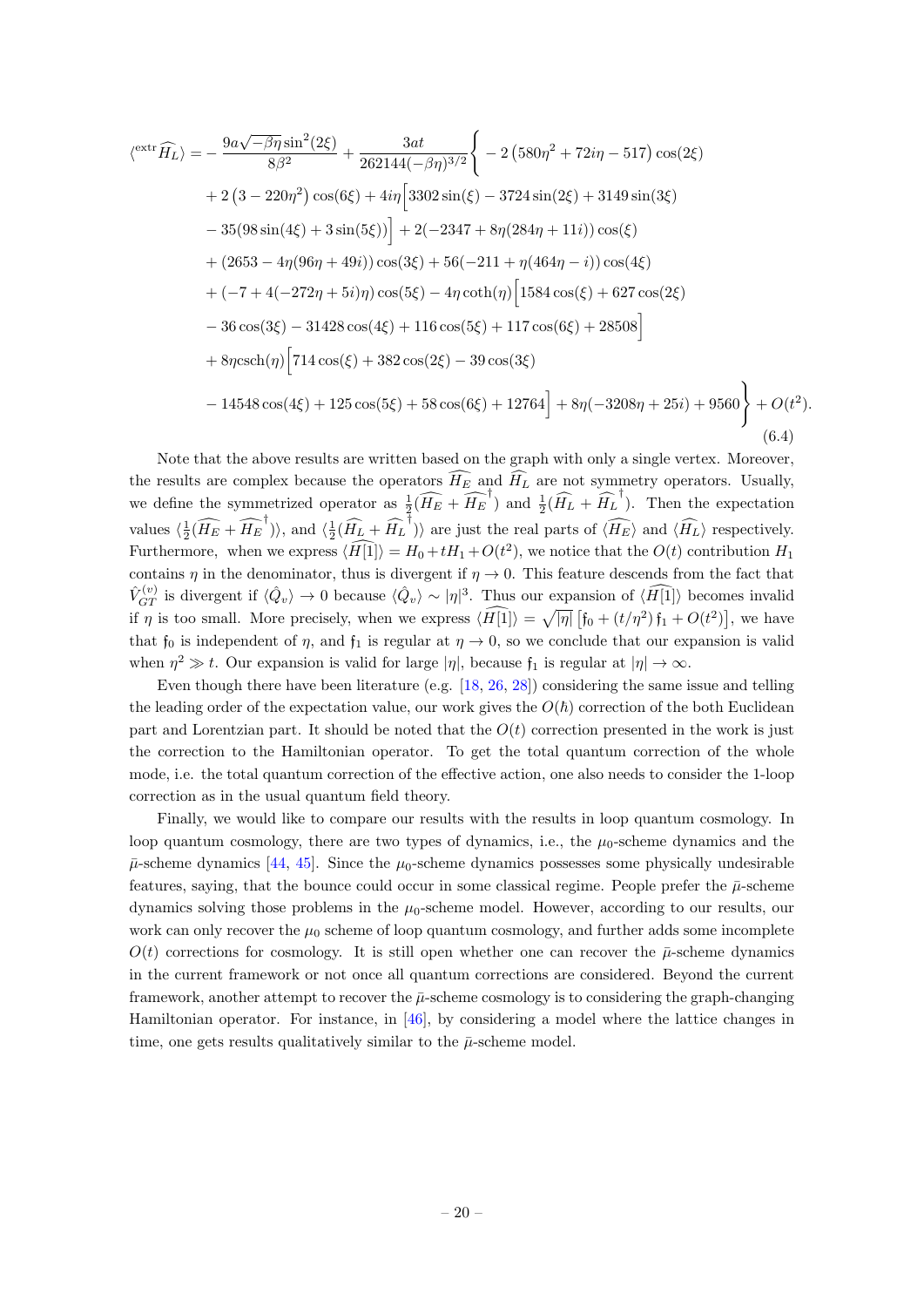$$
\begin{aligned}
\langle^{\text{extr}}\widehat{H_L}\rangle = &-\frac{9a\sqrt{-\beta\eta}\sin^2(2\xi)}{8\beta^2} + \frac{3at}{262144(-\beta\eta)^{3/2}}\Bigg\{-2\left(580\eta^2+72i\eta-517\right)\cos(2\xi) \\
&+2\left(3-220\eta^2\right)\cos(6\xi)+4i\eta\Big[3302\sin(\xi)-3724\sin(2\xi)+3149\sin(3\xi) \\
&-35(98\sin(4\xi)+3\sin(5\xi))\Big]+2(-2347+8\eta(284\eta+11i))\cos(\xi) \\
&+(2653-4\eta(96\eta+49i))\cos(3\xi)+56(-211+\eta(464\eta-i))\cos(4\xi) \\
&+(-7+4(-272\eta+5i)\eta)\cos(5\xi)-4\eta\coth(\eta)\Big[1584\cos(\xi)+627\cos(2\xi) \\
&-36\cos(3\xi)-31428\cos(4\xi)+116\cos(5\xi)+117\cos(6\xi)+28508\Big] \\
&+8\eta\text{csch}(\eta)\Big[714\cos(\xi)+382\cos(2\xi)-39\cos(3\xi) \\
&-14548\cos(4\xi)+125\cos(5\xi)+58\cos(6\xi)+12764\Big]+8\eta(-3208\eta+25i)+9560\Bigg\}+O(t^2).
\end{aligned}
\tag{6.4}
$$

Note that the above results are written based on the graph with only a single vertex. Moreover, the results are complex because the operators $\widehat{H_E}$ and $\widehat{H_L}$ are not symmetry operators. Usually, we define the symmetrized operator as $\frac{1}{2}(\widehat{H_E}+\widehat{H_E}^\dagger)$ and $\frac{1}{2}(\widehat{H_L}+\widehat{H_L}^\dagger)$. Then the expectation values $\langle\frac{1}{2}(\widehat{H_E}+\widehat{H_E}^\dagger)\rangle$, and $\langle\frac{1}{2}(\widehat{H_L}+\widehat{H_L}^\dagger)\rangle$ are just the real parts of $\langle\widehat{H_E}\rangle$ and $\langle\widehat{H_L}\rangle$ respectively. Furthermore, when we express $\langle\widehat{H[1]}\rangle = H_0+tH_1+O(t^2)$, we notice that the $O(t)$ contribution $H_1$ contains $\eta$ in the denominator, thus is divergent if $\eta\to 0$. This feature descends from the fact that $\hat{V}_{GT}^{(v)}$ is divergent if $\langle\hat{Q}_v\rangle\to 0$ because $\langle\hat{Q}_v\rangle\sim|\eta|^3$. Thus our expansion of $\langle\widehat{H[1]}\rangle$ becomes invalid if $\eta$ is too small. More precisely, when we express $\langle\widehat{H[1]}\rangle=\sqrt{|\eta|}\left[\mathfrak{f}_0+(t/\eta^2)\,\mathfrak{f}_1+O(t^2)\right]$, we have that $\mathfrak{f}_0$ is independent of $\eta$, and $\mathfrak{f}_1$ is regular at $\eta\to 0$, so we conclude that our expansion is valid when $\eta^2\gg t$. Our expansion is valid for large $|\eta|$, because $\mathfrak{f}_1$ is regular at $|\eta|\to\infty$.

Even though there have been literature (e.g. [18, 26, 28]) considering the same issue and telling the leading order of the expectation value, our work gives the $O(\hbar)$ correction of the both Euclidean part and Lorentzian part. It should be noted that the $O(t)$ correction presented in the work is just the correction to the Hamiltonian operator. To get the total quantum correction of the whole mode, i.e. the total quantum correction of the effective action, one also needs to consider the 1-loop correction as in the usual quantum field theory.

Finally, we would like to compare our results with the results in loop quantum cosmology. In loop quantum cosmology, there are two types of dynamics, i.e., the $\mu_0$-scheme dynamics and the $\bar{\mu}$-scheme dynamics [44, 45]. Since the $\mu_0$-scheme dynamics possesses some physically undesirable features, saying, that the bounce could occur in some classical regime. People prefer the $\bar{\mu}$-scheme dynamics solving those problems in the $\mu_0$-scheme model. However, according to our results, our work can only recover the $\mu_0$ scheme of loop quantum cosmology, and further adds some incomplete $O(t)$ corrections for cosmology. It is still open whether one can recover the $\bar{\mu}$-scheme dynamics in the current framework or not once all quantum corrections are considered. Beyond the current framework, another attempt to recover the $\bar{\mu}$-scheme cosmology is to considering the graph-changing Hamiltonian operator. For instance, in [46], by considering a model where the lattice changes in time, one gets results qualitatively similar to the $\bar{\mu}$-scheme model.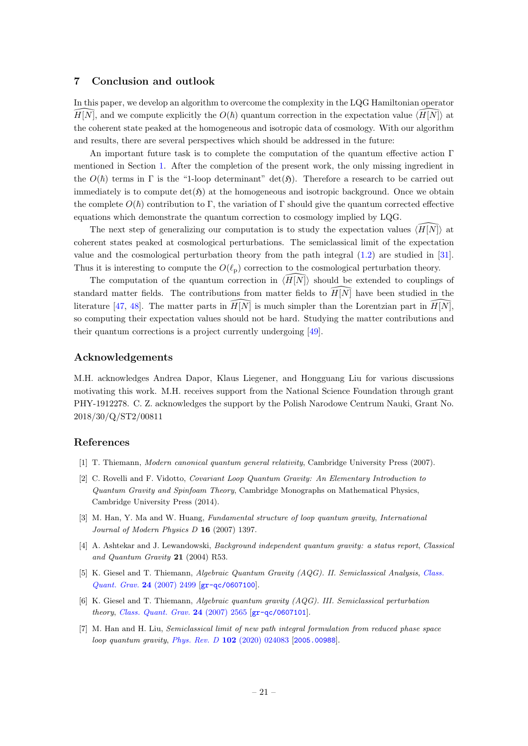## 7 Conclusion and outlook

In this paper, we develop an algorithm to overcome the complexity in the LQG Hamiltonian operator $\widehat{H[N]}$, and we compute explicitly the $O(\hbar)$ quantum correction in the expectation value $\langle\widehat{H[N]}\rangle$ at the coherent state peaked at the homogeneous and isotropic data of cosmology. With our algorithm and results, there are several perspectives which should be addressed in the future:

An important future task is to complete the computation of the quantum effective action $\Gamma$ mentioned in Section 1. After the completion of the present work, the only missing ingredient in the $O(\hbar)$ terms in $\Gamma$ is the "1-loop determinant" $\det(\mathfrak{H})$. Therefore a research to be carried out immediately is to compute $\det(\mathfrak{H})$ at the homogeneous and isotropic background. Once we obtain the complete $O(\hbar)$ contribution to $\Gamma$, the variation of $\Gamma$ should give the quantum corrected effective equations which demonstrate the quantum correction to cosmology implied by LQG.

The next step of generalizing our computation is to study the expectation values $\langle\widehat{H[N]}\rangle$ at coherent states peaked at cosmological perturbations. The semiclassical limit of the expectation value and the cosmological perturbation theory from the path integral (1.2) are studied in [31]. Thus it is interesting to compute the $O(\ell_{\rm p})$ correction to the cosmological perturbation theory.

The computation of the quantum correction in $\langle\widehat{H[N]}\rangle$ should be extended to couplings of standard matter fields. The contributions from matter fields to $\widehat{H[N]}$ have been studied in the literature [47, 48]. The matter parts in $\widehat{H[N]}$ is much simpler than the Lorentzian part in $\widehat{H[N]}$, so computing their expectation values should not be hard. Studying the matter contributions and their quantum corrections is a project currently undergoing [49].

## Acknowledgements

M.H. acknowledges Andrea Dapor, Klaus Liegener, and Hongguang Liu for various discussions motivating this work. M.H. receives support from the National Science Foundation through grant PHY-1912278. C. Z. acknowledges the support by the Polish Narodowe Centrum Nauki, Grant No. 2018/30/Q/ST2/00811

## References

[1] T. Thiemann, *Modern canonical quantum general relativity*, Cambridge University Press (2007).

[2] C. Rovelli and F. Vidotto, *Covariant Loop Quantum Gravity: An Elementary Introduction to Quantum Gravity and Spinfoam Theory*, Cambridge Monographs on Mathematical Physics, Cambridge University Press (2014).

[3] M. Han, Y. Ma and W. Huang, *Fundamental structure of loop quantum gravity*, *International Journal of Modern Physics D* **16** (2007) 1397.

[4] A. Ashtekar and J. Lewandowski, *Background independent quantum gravity: a status report*, *Classical and Quantum Gravity* **21** (2004) R53.

[5] K. Giesel and T. Thiemann, *Algebraic Quantum Gravity (AQG). II. Semiclassical Analysis*, *Class. Quant. Grav.* **24** (2007) 2499 [gr-qc/0607100].

[6] K. Giesel and T. Thiemann, *Algebraic quantum gravity (AQG). III. Semiclassical perturbation theory*, *Class. Quant. Grav.* **24** (2007) 2565 [gr-qc/0607101].

[7] M. Han and H. Liu, *Semiclassical limit of new path integral formulation from reduced phase space loop quantum gravity*, *Phys. Rev. D* **102** (2020) 024083 [2005.00988].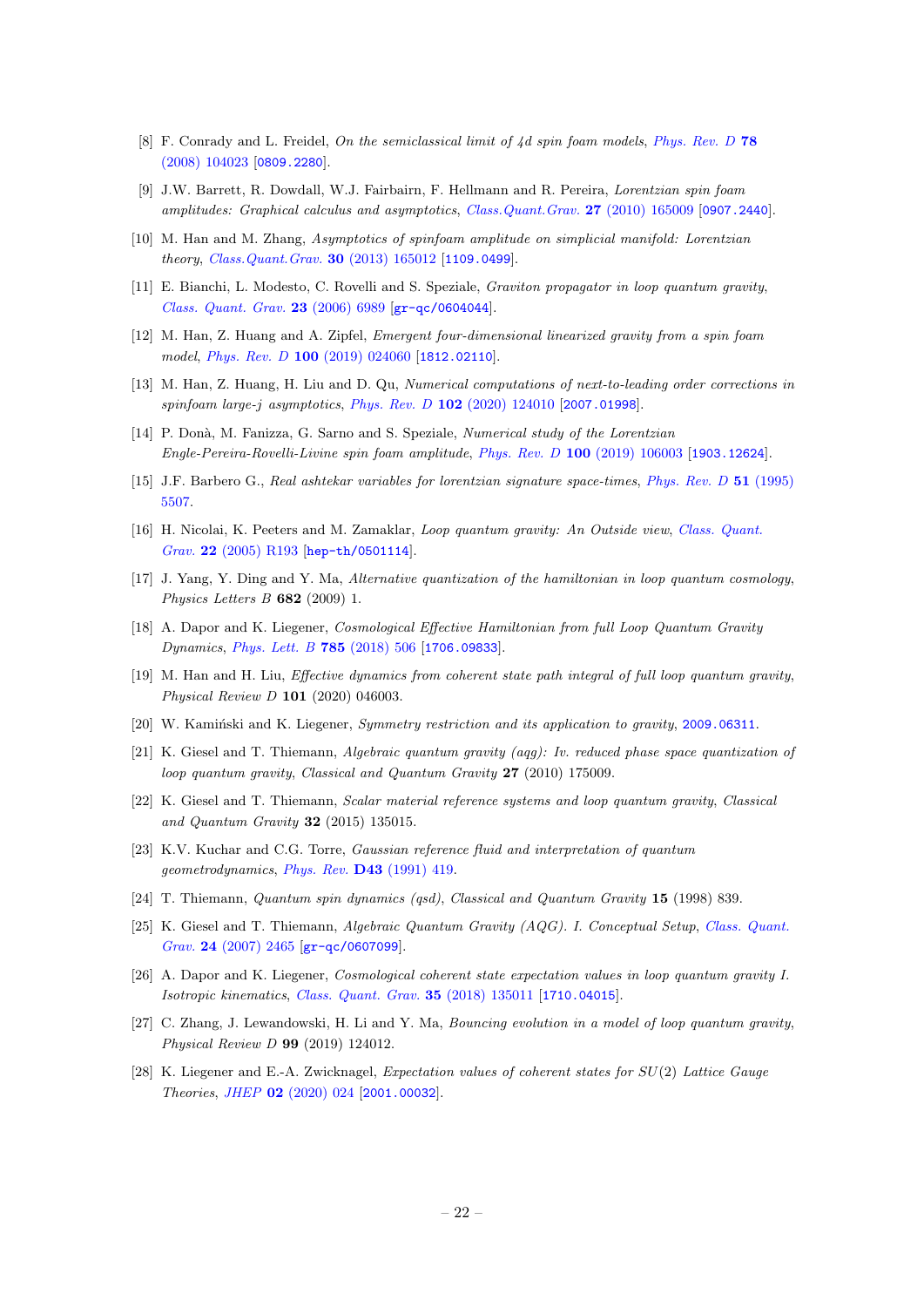- [8] F. Conrady and L. Freidel, *On the semiclassical limit of 4d spin foam models*, Phys. Rev. D **78** (2008) 104023 [0809.2280].
- [9] J.W. Barrett, R. Dowdall, W.J. Fairbairn, F. Hellmann and R. Pereira, *Lorentzian spin foam amplitudes: Graphical calculus and asymptotics*, Class.Quant.Grav. **27** (2010) 165009 [0907.2440].
- [10] M. Han and M. Zhang, *Asymptotics of spinfoam amplitude on simplicial manifold: Lorentzian theory*, Class.Quant.Grav. **30** (2013) 165012 [1109.0499].
- [11] E. Bianchi, L. Modesto, C. Rovelli and S. Speziale, *Graviton propagator in loop quantum gravity*, Class. Quant. Grav. **23** (2006) 6989 [gr-qc/0604044].
- [12] M. Han, Z. Huang and A. Zipfel, *Emergent four-dimensional linearized gravity from a spin foam model*, Phys. Rev. D **100** (2019) 024060 [1812.02110].
- [13] M. Han, Z. Huang, H. Liu and D. Qu, *Numerical computations of next-to-leading order corrections in spinfoam large-j asymptotics*, Phys. Rev. D **102** (2020) 124010 [2007.01998].
- [14] P. Donà, M. Fanizza, G. Sarno and S. Speziale, *Numerical study of the Lorentzian Engle-Pereira-Rovelli-Livine spin foam amplitude*, Phys. Rev. D **100** (2019) 106003 [1903.12624].
- [15] J.F. Barbero G., *Real ashtekar variables for lorentzian signature space-times*, Phys. Rev. D **51** (1995) 5507.
- [16] H. Nicolai, K. Peeters and M. Zamaklar, *Loop quantum gravity: An Outside view*, Class. Quant. Grav. **22** (2005) R193 [hep-th/0501114].
- [17] J. Yang, Y. Ding and Y. Ma, *Alternative quantization of the hamiltonian in loop quantum cosmology*, *Physics Letters B* **682** (2009) 1.
- [18] A. Dapor and K. Liegener, *Cosmological Effective Hamiltonian from full Loop Quantum Gravity Dynamics*, Phys. Lett. B **785** (2018) 506 [1706.09833].
- [19] M. Han and H. Liu, *Effective dynamics from coherent state path integral of full loop quantum gravity*, *Physical Review D* **101** (2020) 046003.
- [20] W. Kamiński and K. Liegener, *Symmetry restriction and its application to gravity*, 2009.06311.
- [21] K. Giesel and T. Thiemann, *Algebraic quantum gravity (aqg): Iv. reduced phase space quantization of loop quantum gravity*, *Classical and Quantum Gravity* **27** (2010) 175009.
- [22] K. Giesel and T. Thiemann, *Scalar material reference systems and loop quantum gravity*, *Classical and Quantum Gravity* **32** (2015) 135015.
- [23] K.V. Kuchar and C.G. Torre, *Gaussian reference fluid and interpretation of quantum geometrodynamics*, Phys. Rev. **D43** (1991) 419.
- [24] T. Thiemann, *Quantum spin dynamics (qsd)*, *Classical and Quantum Gravity* **15** (1998) 839.
- [25] K. Giesel and T. Thiemann, *Algebraic Quantum Gravity (AQG). I. Conceptual Setup*, Class. Quant. Grav. **24** (2007) 2465 [gr-qc/0607099].
- [26] A. Dapor and K. Liegener, *Cosmological coherent state expectation values in loop quantum gravity I. Isotropic kinematics*, Class. Quant. Grav. **35** (2018) 135011 [1710.04015].
- [27] C. Zhang, J. Lewandowski, H. Li and Y. Ma, *Bouncing evolution in a model of loop quantum gravity*, *Physical Review D* **99** (2019) 124012.
- [28] K. Liegener and E.-A. Zwicknagel, *Expectation values of coherent states for SU(2) Lattice Gauge Theories*, JHEP **02** (2020) 024 [2001.00032].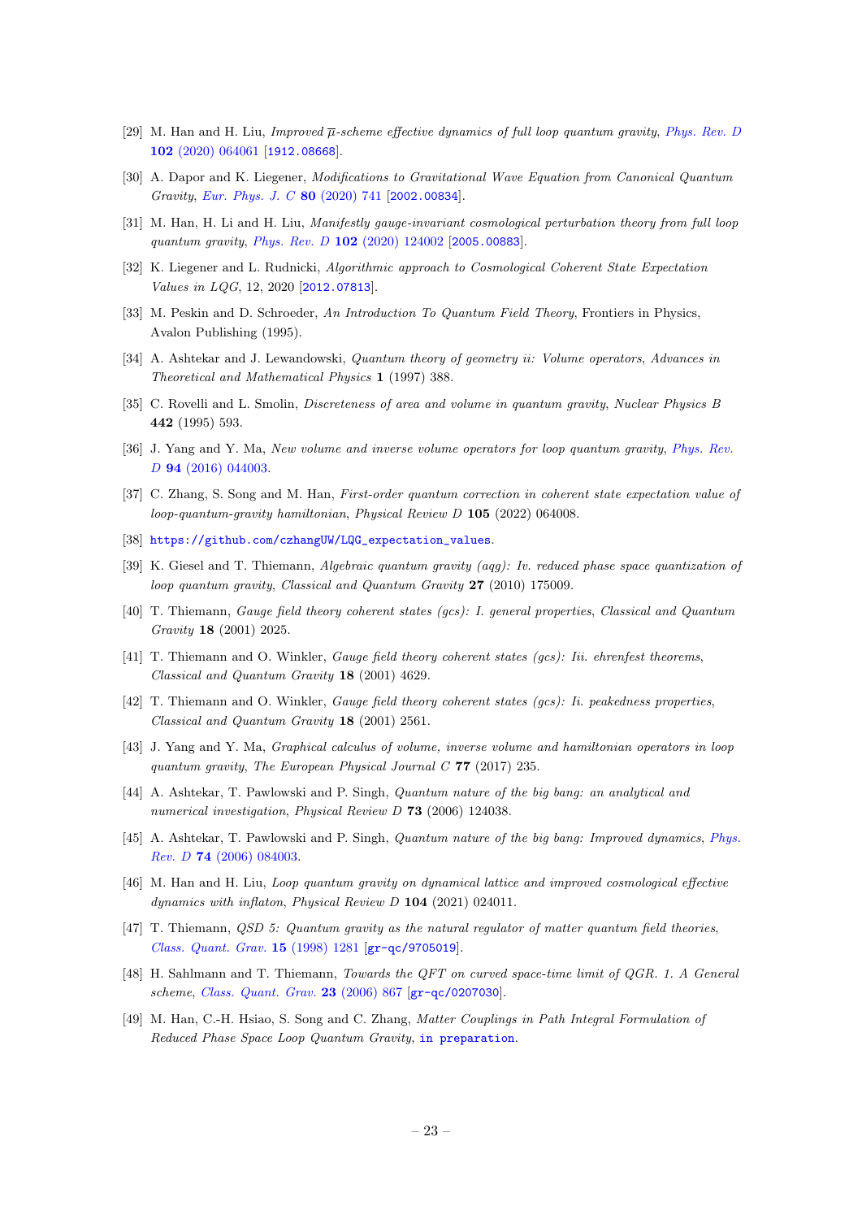[29] M. Han and H. Liu, *Improved $\overline{\mu}$-scheme effective dynamics of full loop quantum gravity*, Phys. Rev. D **102** (2020) 064061 [1912.08668].

[30] A. Dapor and K. Liegener, *Modifications to Gravitational Wave Equation from Canonical Quantum Gravity*, Eur. Phys. J. C **80** (2020) 741 [2002.00834].

[31] M. Han, H. Li and H. Liu, *Manifestly gauge-invariant cosmological perturbation theory from full loop quantum gravity*, Phys. Rev. D **102** (2020) 124002 [2005.00883].

[32] K. Liegener and L. Rudnicki, *Algorithmic approach to Cosmological Coherent State Expectation Values in LQG*, 12, 2020 [2012.07813].

[33] M. Peskin and D. Schroeder, *An Introduction To Quantum Field Theory*, Frontiers in Physics, Avalon Publishing (1995).

[34] A. Ashtekar and J. Lewandowski, *Quantum theory of geometry ii: Volume operators*, *Advances in Theoretical and Mathematical Physics* **1** (1997) 388.

[35] C. Rovelli and L. Smolin, *Discreteness of area and volume in quantum gravity*, *Nuclear Physics B* **442** (1995) 593.

[36] J. Yang and Y. Ma, *New volume and inverse volume operators for loop quantum gravity*, Phys. Rev. D **94** (2016) 044003.

[37] C. Zhang, S. Song and M. Han, *First-order quantum correction in coherent state expectation value of loop-quantum-gravity hamiltonian*, *Physical Review D* **105** (2022) 064008.

[38] https://github.com/czhangUW/LQG_expectation_values.

[39] K. Giesel and T. Thiemann, *Algebraic quantum gravity (aqg): Iv. reduced phase space quantization of loop quantum gravity*, *Classical and Quantum Gravity* **27** (2010) 175009.

[40] T. Thiemann, *Gauge field theory coherent states (gcs): I. general properties*, *Classical and Quantum Gravity* **18** (2001) 2025.

[41] T. Thiemann and O. Winkler, *Gauge field theory coherent states (gcs): Iii. ehrenfest theorems*, *Classical and Quantum Gravity* **18** (2001) 4629.

[42] T. Thiemann and O. Winkler, *Gauge field theory coherent states (gcs): Ii. peakedness properties*, *Classical and Quantum Gravity* **18** (2001) 2561.

[43] J. Yang and Y. Ma, *Graphical calculus of volume, inverse volume and hamiltonian operators in loop quantum gravity*, *The European Physical Journal C* **77** (2017) 235.

[44] A. Ashtekar, T. Pawlowski and P. Singh, *Quantum nature of the big bang: an analytical and numerical investigation*, *Physical Review D* **73** (2006) 124038.

[45] A. Ashtekar, T. Pawlowski and P. Singh, *Quantum nature of the big bang: Improved dynamics*, Phys. Rev. D **74** (2006) 084003.

[46] M. Han and H. Liu, *Loop quantum gravity on dynamical lattice and improved cosmological effective dynamics with inflaton*, *Physical Review D* **104** (2021) 024011.

[47] T. Thiemann, *QSD 5: Quantum gravity as the natural regulator of matter quantum field theories*, Class. Quant. Grav. **15** (1998) 1281 [gr-qc/9705019].

[48] H. Sahlmann and T. Thiemann, *Towards the QFT on curved space-time limit of QGR. 1. A General scheme*, Class. Quant. Grav. **23** (2006) 867 [gr-qc/0207030].

[49] M. Han, C.-H. Hsiao, S. Song and C. Zhang, *Matter Couplings in Path Integral Formulation of Reduced Phase Space Loop Quantum Gravity*, in preparation.